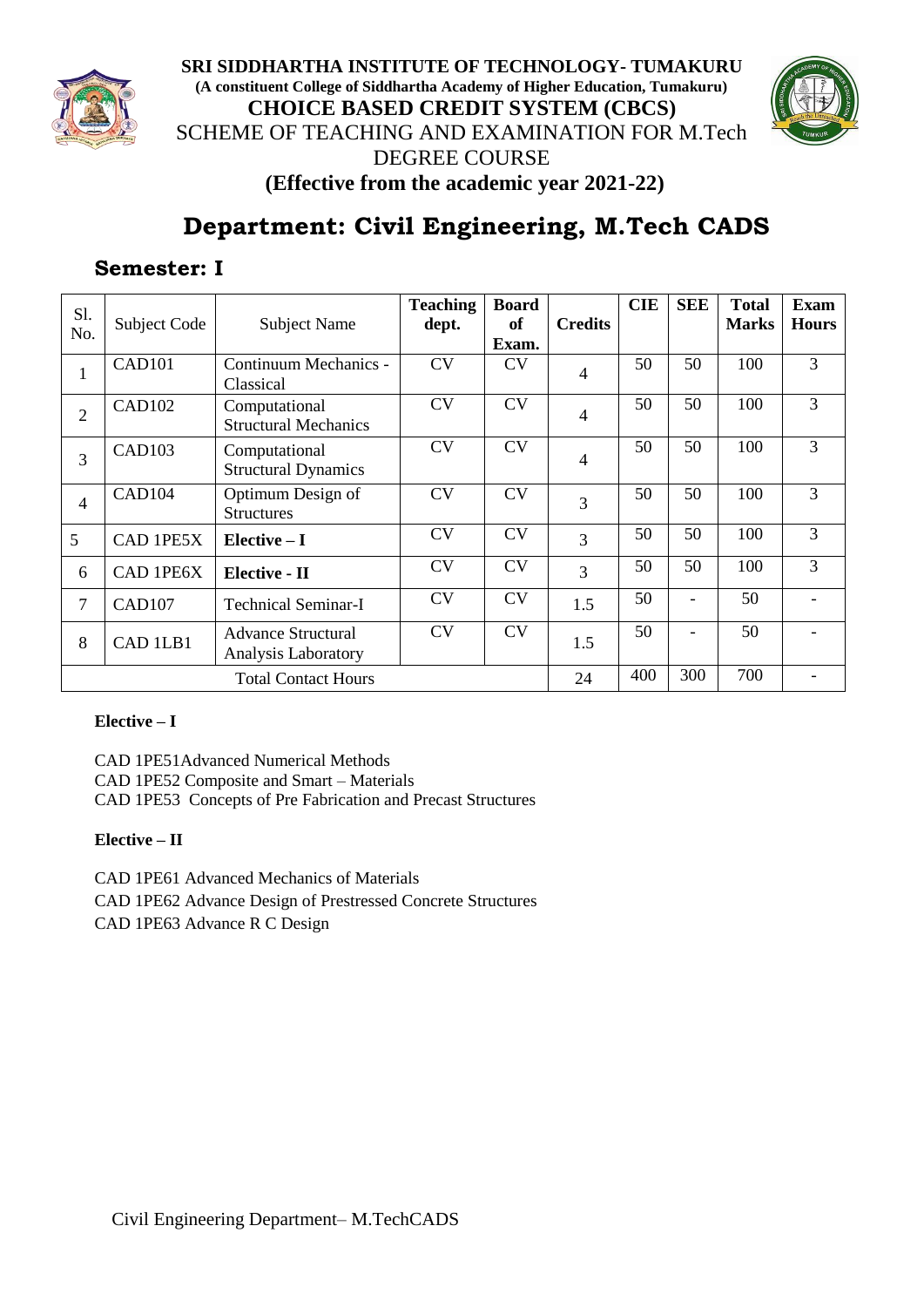**SRI SIDDHARTHA INSTITUTE OF TECHNOLOGY- TUMAKURU**
**(A constituent College of Siddhartha Academy of Higher Education, Tumakuru)**
**CHOICE BASED CREDIT SYSTEM (CBCS)**
SCHEME OF TEACHING AND EXAMINATION FOR M.Tech DEGREE COURSE
**(Effective from the academic year 2021-22)**

# Department: Civil Engineering, M.Tech CADS

## Semester: I

| Sl. No. | Subject Code | Subject Name | Teaching dept. | Board of Exam. | Credits | CIE | SEE | Total Marks | Exam Hours |
|---|---|---|---|---|---|---|---|---|---|
| 1 | CAD101 | Continuum Mechanics - Classical | CV | CV | 4 | 50 | 50 | 100 | 3 |
| 2 | CAD102 | Computational Structural Mechanics | CV | CV | 4 | 50 | 50 | 100 | 3 |
| 3 | CAD103 | Computational Structural Dynamics | CV | CV | 4 | 50 | 50 | 100 | 3 |
| 4 | CAD104 | Optimum Design of Structures | CV | CV | 3 | 50 | 50 | 100 | 3 |
| 5 | CAD 1PE5X | **Elective – I** | CV | CV | 3 | 50 | 50 | 100 | 3 |
| 6 | CAD 1PE6X | **Elective - II** | CV | CV | 3 | 50 | 50 | 100 | 3 |
| 7 | CAD107 | Technical Seminar-I | CV | CV | 1.5 | 50 | - | 50 | - |
| 8 | CAD 1LB1 | Advance Structural Analysis Laboratory | CV | CV | 1.5 | 50 | - | 50 | - |
| Total Contact Hours | | | | | 24 | 400 | 300 | 700 | - |

**Elective – I**

CAD 1PE51Advanced Numerical Methods
CAD 1PE52 Composite and Smart – Materials
CAD 1PE53 Concepts of Pre Fabrication and Precast Structures

**Elective – II**

CAD 1PE61 Advanced Mechanics of Materials
CAD 1PE62 Advance Design of Prestressed Concrete Structures
CAD 1PE63 Advance R C Design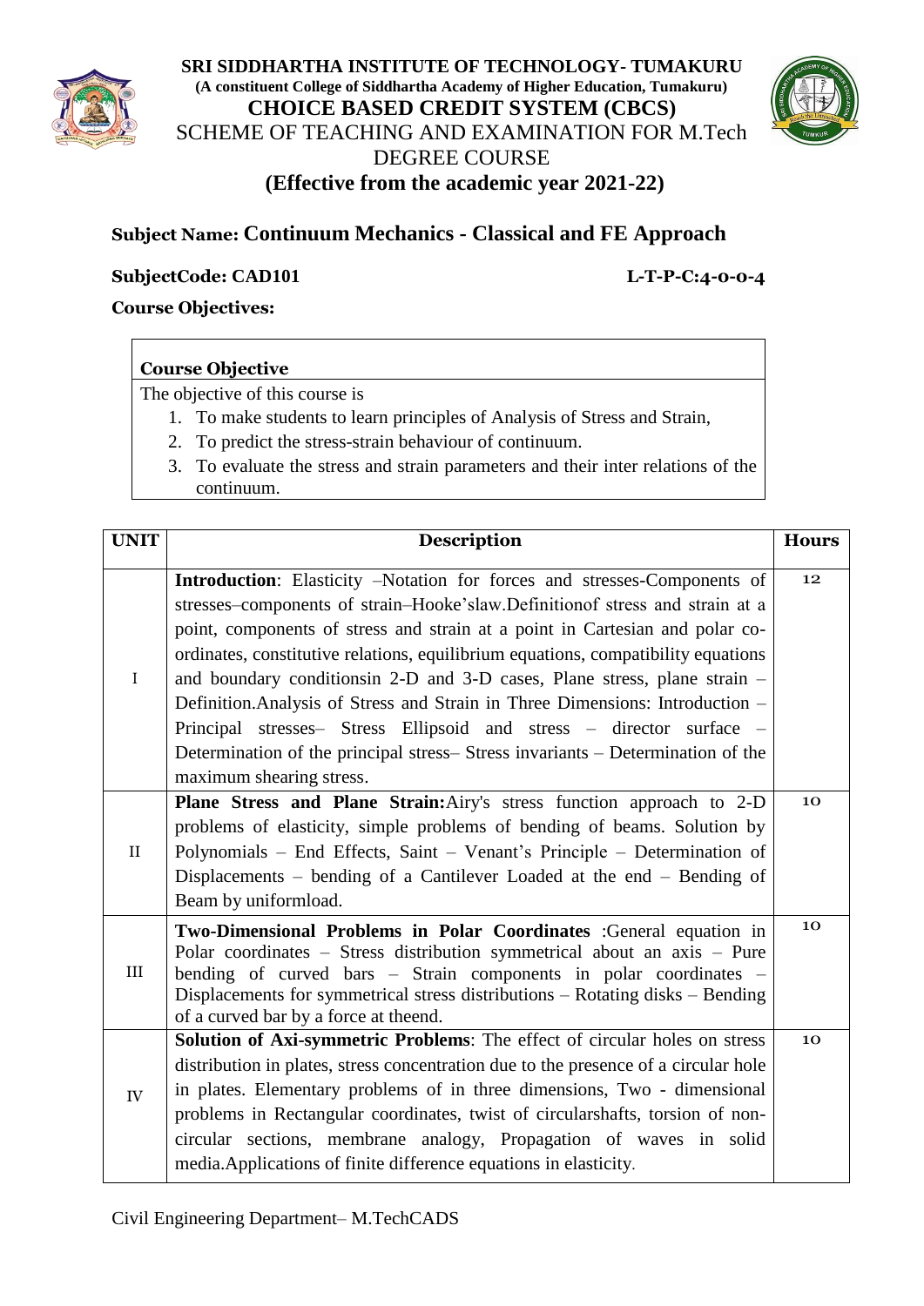**SRI SIDDHARTHA INSTITUTE OF TECHNOLOGY- TUMAKURU**
**(A constituent College of Siddhartha Academy of Higher Education, Tumakuru)**
**CHOICE BASED CREDIT SYSTEM (CBCS)**
SCHEME OF TEACHING AND EXAMINATION FOR M.Tech DEGREE COURSE
**(Effective from the academic year 2021-22)**

## Subject Name: Continuum Mechanics - Classical and FE Approach

**SubjectCode: CAD101** **L-T-P-C:4-0-0-4**

**Course Objectives:**

| **Course Objective** |
|---|
| The objective of this course is<br>1. To make students to learn principles of Analysis of Stress and Strain,<br>2. To predict the stress-strain behaviour of continuum.<br>3. To evaluate the stress and strain parameters and their inter relations of the continuum. |

| UNIT | Description | Hours |
|---|---|---|
| I | **Introduction**: Elasticity –Notation for forces and stresses-Components of stresses–components of strain–Hooke'slaw.Definitionof stress and strain at a point, components of stress and strain at a point in Cartesian and polar co-ordinates, constitutive relations, equilibrium equations, compatibility equations and boundary conditionsin 2-D and 3-D cases, Plane stress, plane strain – Definition.Analysis of Stress and Strain in Three Dimensions: Introduction – Principal stresses– Stress Ellipsoid and stress – director surface – Determination of the principal stress– Stress invariants – Determination of the maximum shearing stress. | 12 |
| II | **Plane Stress and Plane Strain:**Airy's stress function approach to 2-D problems of elasticity, simple problems of bending of beams. Solution by Polynomials – End Effects, Saint – Venant's Principle – Determination of Displacements – bending of a Cantilever Loaded at the end – Bending of Beam by uniformload. | 10 |
| III | **Two-Dimensional Problems in Polar Coordinates** :General equation in Polar coordinates – Stress distribution symmetrical about an axis – Pure bending of curved bars – Strain components in polar coordinates – Displacements for symmetrical stress distributions – Rotating disks – Bending of a curved bar by a force at theend. | 10 |
| IV | **Solution of Axi-symmetric Problems**: The effect of circular holes on stress distribution in plates, stress concentration due to the presence of a circular hole in plates. Elementary problems of in three dimensions, Two - dimensional problems in Rectangular coordinates, twist of circularshafts, torsion of non-circular sections, membrane analogy, Propagation of waves in solid media.Applications of finite difference equations in elasticity. | 10 |

Civil Engineering Department– M.TechCADS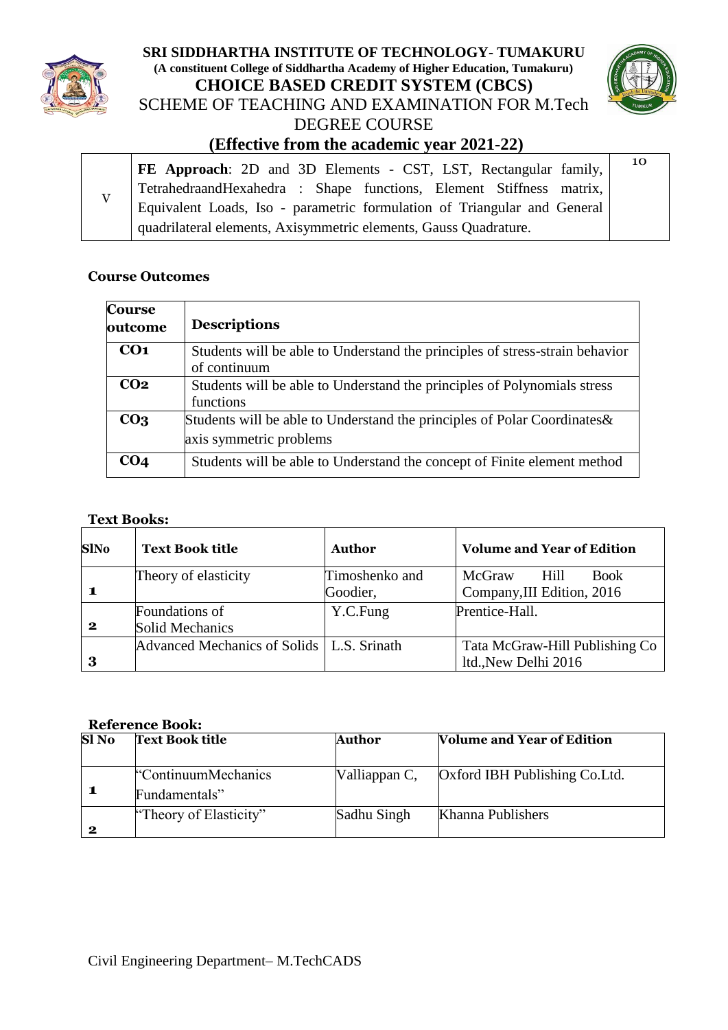| | | |
|---|---|---|
| V | **FE Approach**: 2D and 3D Elements - CST, LST, Rectangular family, TetrahedraandHexahedra : Shape functions, Element Stiffness matrix, Equivalent Loads, Iso - parametric formulation of Triangular and General quadrilateral elements, Axisymmetric elements, Gauss Quadrature. | 10 |

**Course Outcomes**

| Course outcome | Descriptions |
|---|---|
| CO1 | Students will be able to Understand the principles of stress-strain behavior of continuum |
| CO2 | Students will be able to Understand the principles of Polynomials stress functions |
| CO3 | Students will be able to Understand the principles of Polar Coordinates& axis symmetric problems |
| CO4 | Students will be able to Understand the concept of Finite element method |

**Text Books:**

| SlNo | Text Book title | Author | Volume and Year of Edition |
|---|---|---|---|
| 1 | Theory of elasticity | Timoshenko and Goodier, | McGraw Hill Book Company,III Edition, 2016 |
| 2 | Foundations of Solid Mechanics | Y.C.Fung | Prentice-Hall. |
| 3 | Advanced Mechanics of Solids | L.S. Srinath | Tata McGraw-Hill Publishing Co ltd.,New Delhi 2016 |

**Reference Book:**

| Sl No | Text Book title | Author | Volume and Year of Edition |
|---|---|---|---|
| 1 | "ContinuumMechanics Fundamentals" | Valliappan C, | Oxford IBH Publishing Co.Ltd. |
| 2 | "Theory of Elasticity" | Sadhu Singh | Khanna Publishers |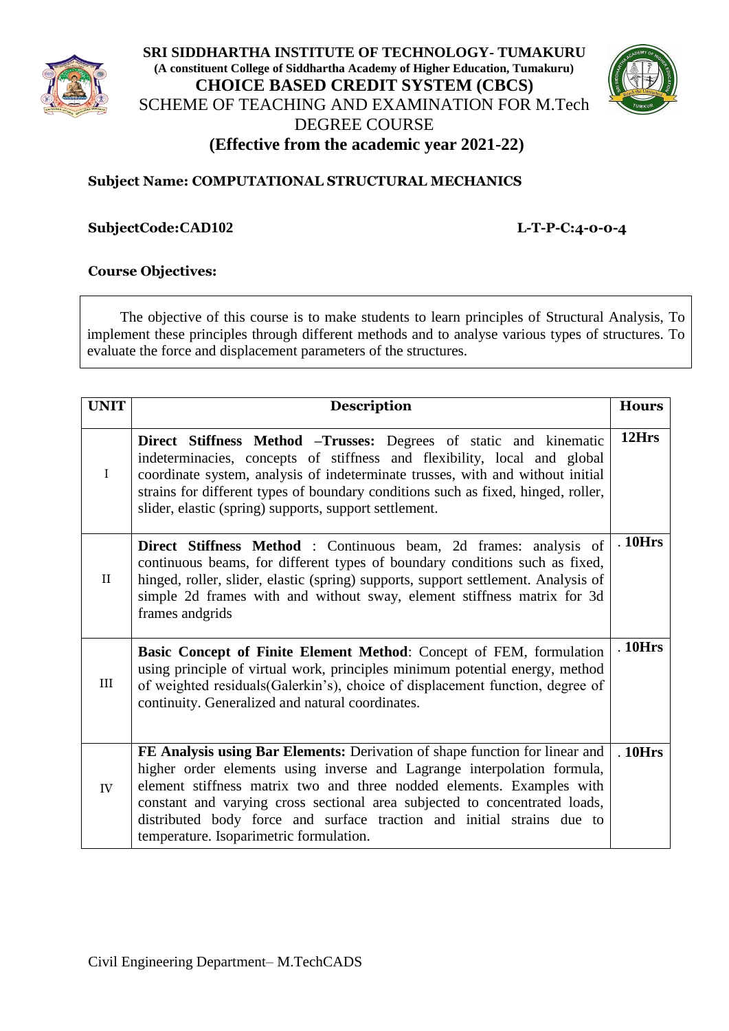**SRI SIDDHARTHA INSTITUTE OF TECHNOLOGY- TUMAKURU**
**(A constituent College of Siddhartha Academy of Higher Education, Tumakuru)**
**CHOICE BASED CREDIT SYSTEM (CBCS)**
SCHEME OF TEACHING AND EXAMINATION FOR M.Tech DEGREE COURSE
**(Effective from the academic year 2021-22)**

**Subject Name: COMPUTATIONAL STRUCTURAL MECHANICS**

**SubjectCode:CAD102** **L-T-P-C:4-0-0-4**

**Course Objectives:**

The objective of this course is to make students to learn principles of Structural Analysis, To implement these principles through different methods and to analyse various types of structures. To evaluate the force and displacement parameters of the structures.

| UNIT | Description | Hours |
|---|---|---|
| I | **Direct Stiffness Method –Trusses:** Degrees of static and kinematic indeterminacies, concepts of stiffness and flexibility, local and global coordinate system, analysis of indeterminate trusses, with and without initial strains for different types of boundary conditions such as fixed, hinged, roller, slider, elastic (spring) supports, support settlement. | **12Hrs** |
| II | **Direct Stiffness Method** : Continuous beam, 2d frames: analysis of continuous beams, for different types of boundary conditions such as fixed, hinged, roller, slider, elastic (spring) supports, support settlement. Analysis of simple 2d frames with and without sway, element stiffness matrix for 3d frames andgrids | . **10Hrs** |
| III | **Basic Concept of Finite Element Method**: Concept of FEM, formulation using principle of virtual work, principles minimum potential energy, method of weighted residuals(Galerkin's), choice of displacement function, degree of continuity. Generalized and natural coordinates. | . **10Hrs** |
| IV | **FE Analysis using Bar Elements:** Derivation of shape function for linear and higher order elements using inverse and Lagrange interpolation formula, element stiffness matrix two and three nodded elements. Examples with constant and varying cross sectional area subjected to concentrated loads, distributed body force and surface traction and initial strains due to temperature. Isoparimetric formulation. | . **10Hrs** |

Civil Engineering Department– M.TechCADS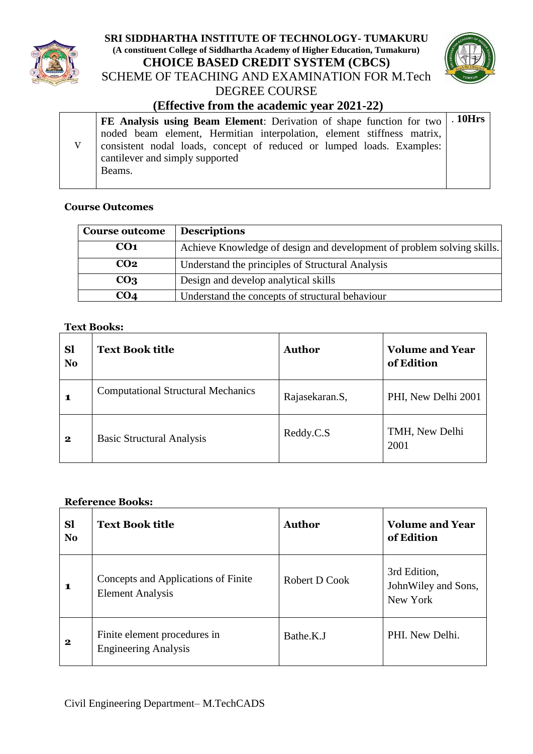| | | |
|---|---|---|
| V | **FE Analysis using Beam Element**: Derivation of shape function for two noded beam element, Hermitian interpolation, element stiffness matrix, consistent nodal loads, concept of reduced or lumped loads. Examples: cantilever and simply supported Beams. | . **10Hrs** |

**Course Outcomes**

| Course outcome | Descriptions |
|---|---|
| **CO1** | Achieve Knowledge of design and development of problem solving skills. |
| **CO2** | Understand the principles of Structural Analysis |
| **CO3** | Design and develop analytical skills |
| **CO4** | Understand the concepts of structural behaviour |

**Text Books:**

| Sl No | Text Book title | Author | Volume and Year of Edition |
|---|---|---|---|
| **1** | Computational Structural Mechanics | Rajasekaran.S, | PHI, New Delhi 2001 |
| **2** | Basic Structural Analysis | Reddy.C.S | TMH, New Delhi 2001 |

**Reference Books:**

| Sl No | Text Book title | Author | Volume and Year of Edition |
|---|---|---|---|
| **1** | Concepts and Applications of Finite Element Analysis | Robert D Cook | 3rd Edition, JohnWiley and Sons, New York |
| **2** | Finite element procedures in Engineering Analysis | Bathe.K.J | PHI. New Delhi. |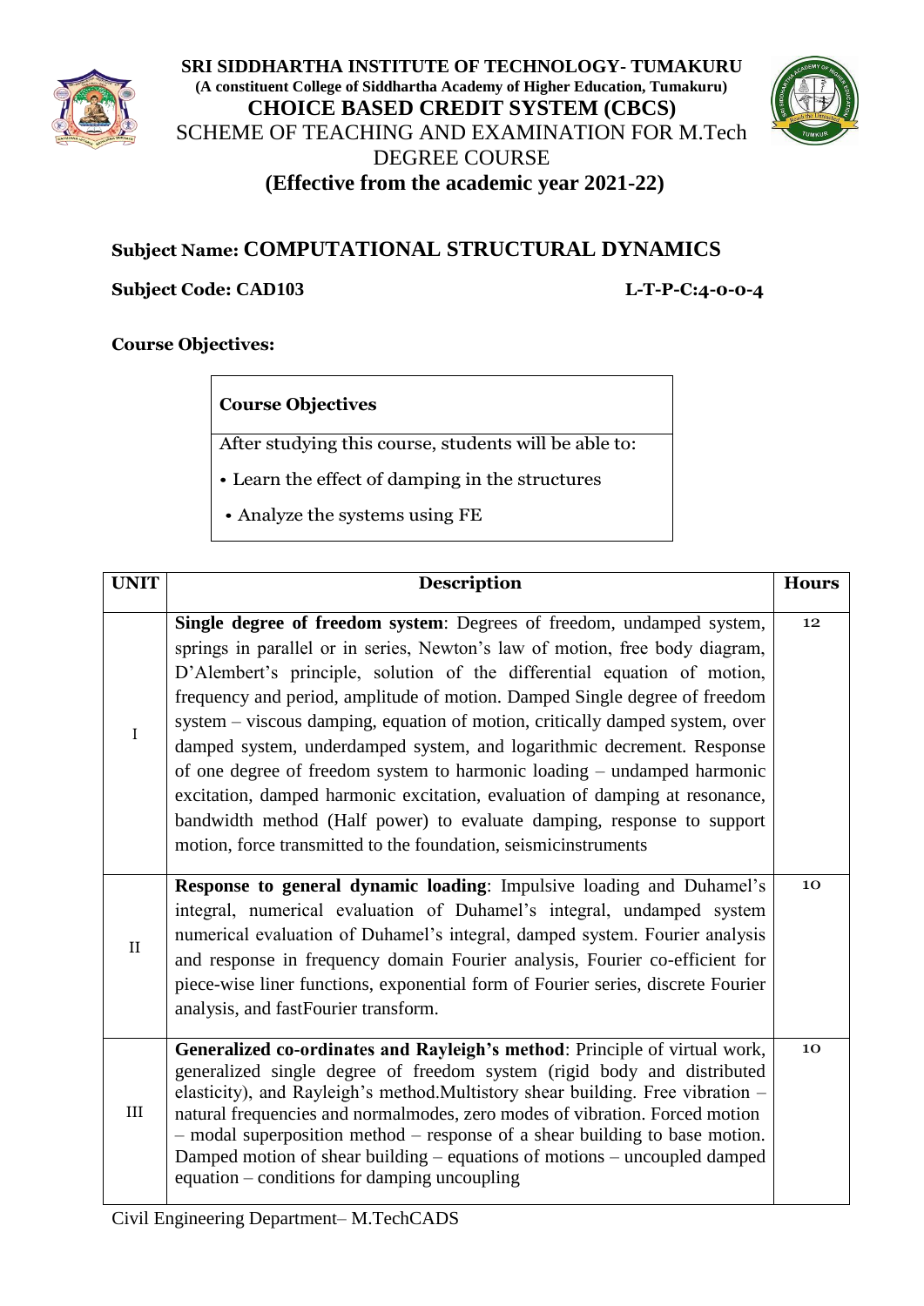**SRI SIDDHARTHA INSTITUTE OF TECHNOLOGY- TUMAKURU**
**(A constituent College of Siddhartha Academy of Higher Education, Tumakuru)**
**CHOICE BASED CREDIT SYSTEM (CBCS)**
SCHEME OF TEACHING AND EXAMINATION FOR M.Tech DEGREE COURSE
**(Effective from the academic year 2021-22)**

## Subject Name: COMPUTATIONAL STRUCTURAL DYNAMICS

**Subject Code: CAD103** **L-T-P-C:4-0-0-4**

**Course Objectives:**

| **Course Objectives** |
|---|
| After studying this course, students will be able to:<br>• Learn the effect of damping in the structures<br>• Analyze the systems using FE |

| UNIT | Description | Hours |
|---|---|---|
| I | **Single degree of freedom system**: Degrees of freedom, undamped system, springs in parallel or in series, Newton's law of motion, free body diagram, D'Alembert's principle, solution of the differential equation of motion, frequency and period, amplitude of motion. Damped Single degree of freedom system – viscous damping, equation of motion, critically damped system, over damped system, underdamped system, and logarithmic decrement. Response of one degree of freedom system to harmonic loading – undamped harmonic excitation, damped harmonic excitation, evaluation of damping at resonance, bandwidth method (Half power) to evaluate damping, response to support motion, force transmitted to the foundation, seismicinstruments | 12 |
| II | **Response to general dynamic loading**: Impulsive loading and Duhamel's integral, numerical evaluation of Duhamel's integral, undamped system numerical evaluation of Duhamel's integral, damped system. Fourier analysis and response in frequency domain Fourier analysis, Fourier co-efficient for piece-wise liner functions, exponential form of Fourier series, discrete Fourier analysis, and fastFourier transform. | 10 |
| III | **Generalized co-ordinates and Rayleigh's method**: Principle of virtual work, generalized single degree of freedom system (rigid body and distributed elasticity), and Rayleigh's method.Multistory shear building. Free vibration – natural frequencies and normalmodes, zero modes of vibration. Forced motion – modal superposition method – response of a shear building to base motion. Damped motion of shear building – equations of motions – uncoupled damped equation – conditions for damping uncoupling | 10 |

Civil Engineering Department– M.TechCADS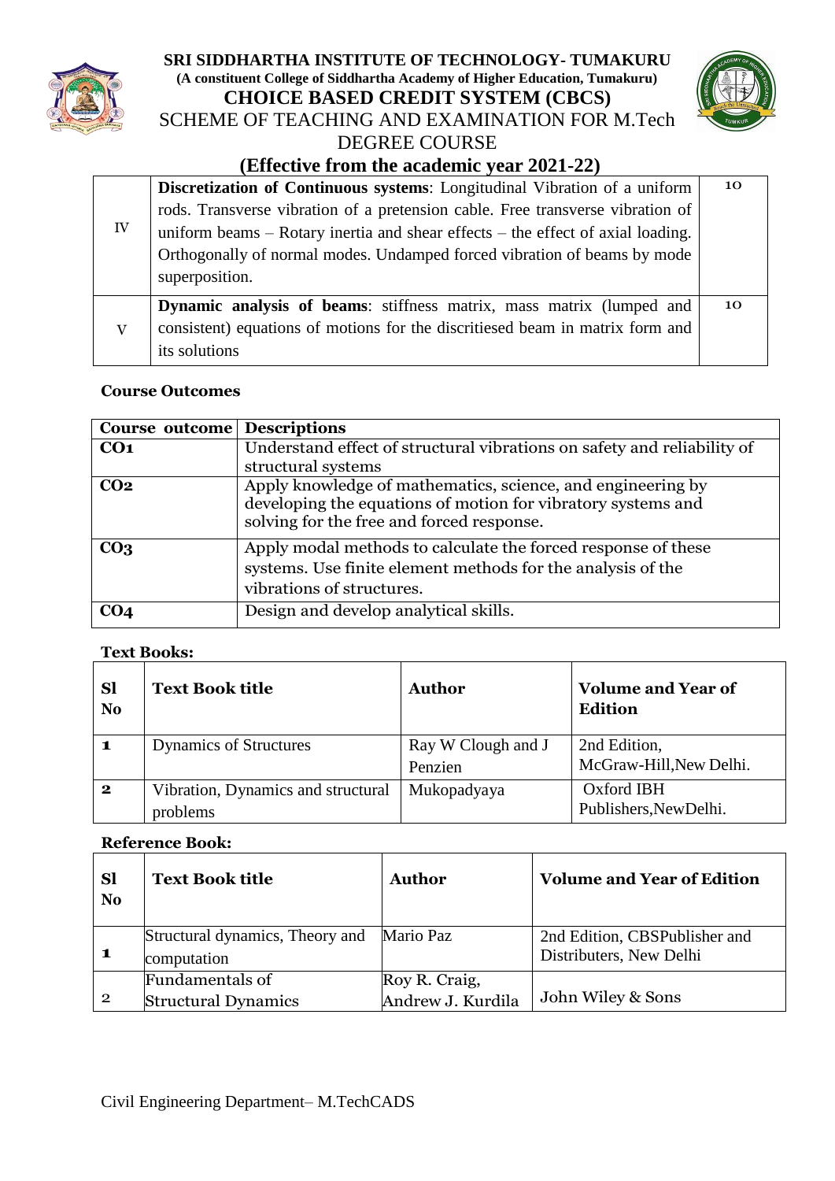| | | |
|---|---|---|
| IV | **Discretization of Continuous systems**: Longitudinal Vibration of a uniform rods. Transverse vibration of a pretension cable. Free transverse vibration of uniform beams – Rotary inertia and shear effects – the effect of axial loading. Orthogonally of normal modes. Undamped forced vibration of beams by mode superposition. | 10 |
| V | **Dynamic analysis of beams**: stiffness matrix, mass matrix (lumped and consistent) equations of motions for the discritiesed beam in matrix form and its solutions | 10 |

### Course Outcomes

| Course outcome | Descriptions |
|---|---|
| **CO1** | Understand effect of structural vibrations on safety and reliability of structural systems |
| **CO2** | Apply knowledge of mathematics, science, and engineering by developing the equations of motion for vibratory systems and solving for the free and forced response. |
| **CO3** | Apply modal methods to calculate the forced response of these systems. Use finite element methods for the analysis of the vibrations of structures. |
| **CO4** | Design and develop analytical skills. |

### Text Books:

| Sl No | Text Book title | Author | Volume and Year of Edition |
|---|---|---|---|
| **1** | Dynamics of Structures | Ray W Clough and J Penzien | 2nd Edition, McGraw-Hill,New Delhi. |
| **2** | Vibration, Dynamics and structural problems | Mukopadyaya | Oxford IBH Publishers,NewDelhi. |

### Reference Book:

| Sl No | Text Book title | Author | Volume and Year of Edition |
|---|---|---|---|
| **1** | Structural dynamics, Theory and computation | Mario Paz | 2nd Edition, CBSPublisher and Distributers, New Delhi |
| 2 | Fundamentals of Structural Dynamics | Roy R. Craig, Andrew J. Kurdila | John Wiley & Sons |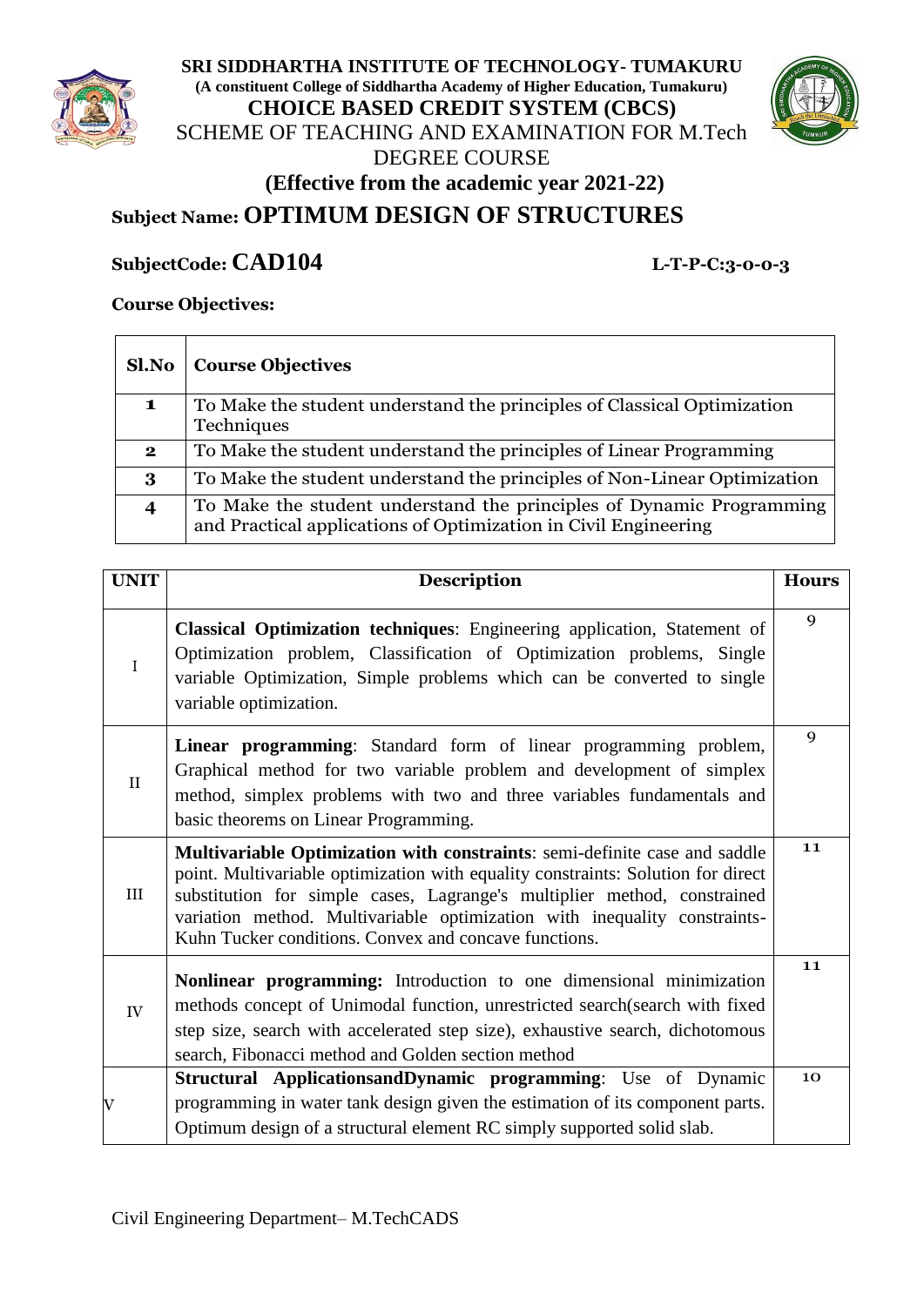**SRI SIDDHARTHA INSTITUTE OF TECHNOLOGY- TUMAKURU**
**(A constituent College of Siddhartha Academy of Higher Education, Tumakuru)**
**CHOICE BASED CREDIT SYSTEM (CBCS)**
SCHEME OF TEACHING AND EXAMINATION FOR M.Tech DEGREE COURSE
**(Effective from the academic year 2021-22)**

## Subject Name: OPTIMUM DESIGN OF STRUCTURES

**SubjectCode: CAD104** **L-T-P-C:3-0-0-3**

**Course Objectives:**

| Sl.No | Course Objectives |
|---|---|
| 1 | To Make the student understand the principles of Classical Optimization Techniques |
| 2 | To Make the student understand the principles of Linear Programming |
| 3 | To Make the student understand the principles of Non-Linear Optimization |
| 4 | To Make the student understand the principles of Dynamic Programming and Practical applications of Optimization in Civil Engineering |

| UNIT | Description | Hours |
|---|---|---|
| I | **Classical Optimization techniques**: Engineering application, Statement of Optimization problem, Classification of Optimization problems, Single variable Optimization, Simple problems which can be converted to single variable optimization. | 9 |
| II | **Linear programming**: Standard form of linear programming problem, Graphical method for two variable problem and development of simplex method, simplex problems with two and three variables fundamentals and basic theorems on Linear Programming. | 9 |
| III | **Multivariable Optimization with constraints**: semi-definite case and saddle point. Multivariable optimization with equality constraints: Solution for direct substitution for simple cases, Lagrange's multiplier method, constrained variation method. Multivariable optimization with inequality constraints- Kuhn Tucker conditions. Convex and concave functions. | 11 |
| IV | **Nonlinear programming:** Introduction to one dimensional minimization methods concept of Unimodal function, unrestricted search(search with fixed step size, search with accelerated step size), exhaustive search, dichotomous search, Fibonacci method and Golden section method | 11 |
| V | **Structural ApplicationsandDynamic programming**: Use of Dynamic programming in water tank design given the estimation of its component parts. Optimum design of a structural element RC simply supported solid slab. | 10 |

Civil Engineering Department– M.TechCADS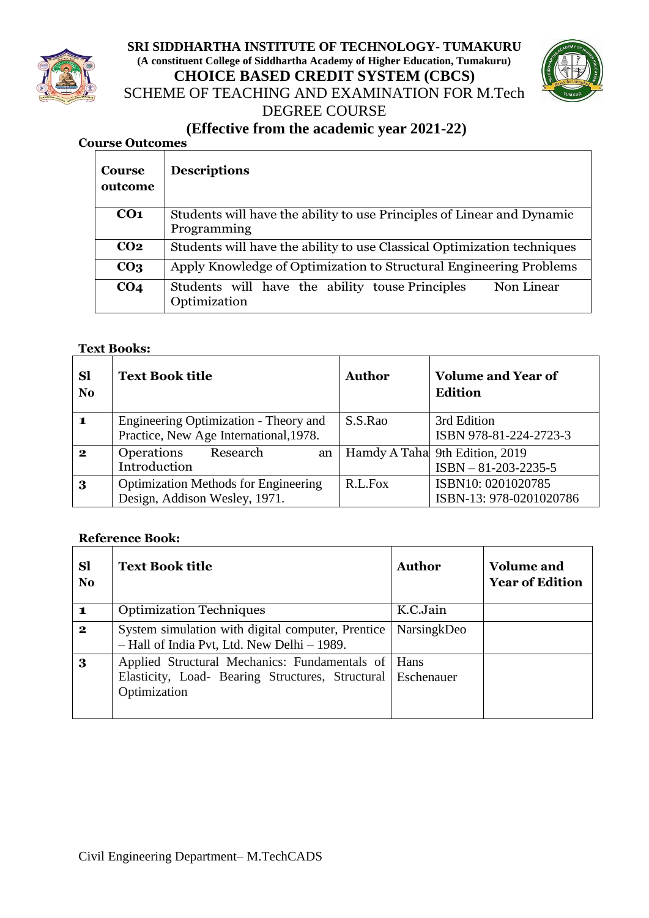## Course Outcomes

| Course outcome | Descriptions |
|---|---|
| CO1 | Students will have the ability to use Principles of Linear and Dynamic Programming |
| CO2 | Students will have the ability to use Classical Optimization techniques |
| CO3 | Apply Knowledge of Optimization to Structural Engineering Problems |
| CO4 | Students will have the ability touse Principles Non Linear Optimization |

## Text Books:

| Sl No | Text Book title | Author | Volume and Year of Edition |
|---|---|---|---|
| 1 | Engineering Optimization - Theory and Practice, New Age International,1978. | S.S.Rao | 3rd Edition ISBN 978-81-224-2723-3 |
| 2 | Operations Research an Introduction | Hamdy A Taha | 9th Edition, 2019 ISBN – 81-203-2235-5 |
| 3 | Optimization Methods for Engineering Design, Addison Wesley, 1971. | R.L.Fox | ISBN10: 0201020785 ISBN-13: 978-0201020786 |

## Reference Book:

| Sl No | Text Book title | Author | Volume and Year of Edition |
|---|---|---|---|
| 1 | Optimization Techniques | K.C.Jain | |
| 2 | System simulation with digital computer, Prentice – Hall of India Pvt, Ltd. New Delhi – 1989. | NarsingkDeo | |
| 3 | Applied Structural Mechanics: Fundamentals of Elasticity, Load- Bearing Structures, Structural Optimization | Hans Eschenauer | |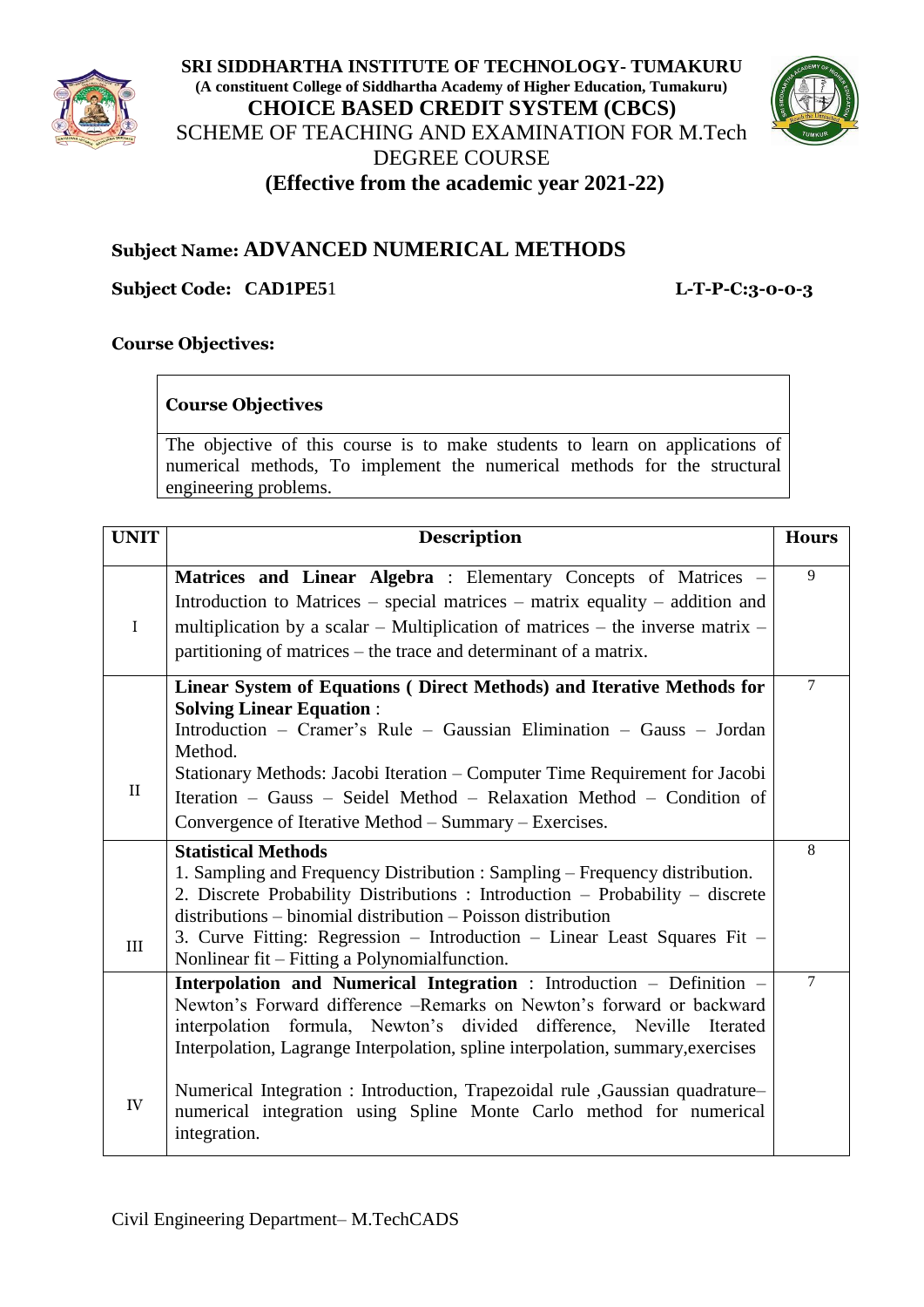**SRI SIDDHARTHA INSTITUTE OF TECHNOLOGY- TUMAKURU**
**(A constituent College of Siddhartha Academy of Higher Education, Tumakuru)**
**CHOICE BASED CREDIT SYSTEM (CBCS)**
SCHEME OF TEACHING AND EXAMINATION FOR M.Tech DEGREE COURSE
**(Effective from the academic year 2021-22)**

**Subject Name: ADVANCED NUMERICAL METHODS**

**Subject Code: CAD1PE5**1 **L-T-P-C:3-0-0-3**

**Course Objectives:**

| **Course Objectives** |
|---|
| The objective of this course is to make students to learn on applications of numerical methods, To implement the numerical methods for the structural engineering problems. |

| **UNIT** | **Description** | **Hours** |
|---|---|---|
| I | **Matrices and Linear Algebra** : Elementary Concepts of Matrices – Introduction to Matrices – special matrices – matrix equality – addition and multiplication by a scalar – Multiplication of matrices – the inverse matrix – partitioning of matrices – the trace and determinant of a matrix. | 9 |
| II | **Linear System of Equations ( Direct Methods) and Iterative Methods for Solving Linear Equation** : Introduction – Cramer's Rule – Gaussian Elimination – Gauss – Jordan Method. Stationary Methods: Jacobi Iteration – Computer Time Requirement for Jacobi Iteration – Gauss – Seidel Method – Relaxation Method – Condition of Convergence of Iterative Method – Summary – Exercises. | 7 |
| III | **Statistical Methods** 1. Sampling and Frequency Distribution : Sampling – Frequency distribution. 2. Discrete Probability Distributions : Introduction – Probability – discrete distributions – binomial distribution – Poisson distribution 3. Curve Fitting: Regression – Introduction – Linear Least Squares Fit – Nonlinear fit – Fitting a Polynomialfunction. | 8 |
| IV | **Interpolation and Numerical Integration** : Introduction – Definition – Newton's Forward difference –Remarks on Newton's forward or backward interpolation formula, Newton's divided difference, Neville Iterated Interpolation, Lagrange Interpolation, spline interpolation, summary,exercises<br><br>Numerical Integration : Introduction, Trapezoidal rule ,Gaussian quadrature– numerical integration using Spline Monte Carlo method for numerical integration. | 7 |

Civil Engineering Department– M.TechCADS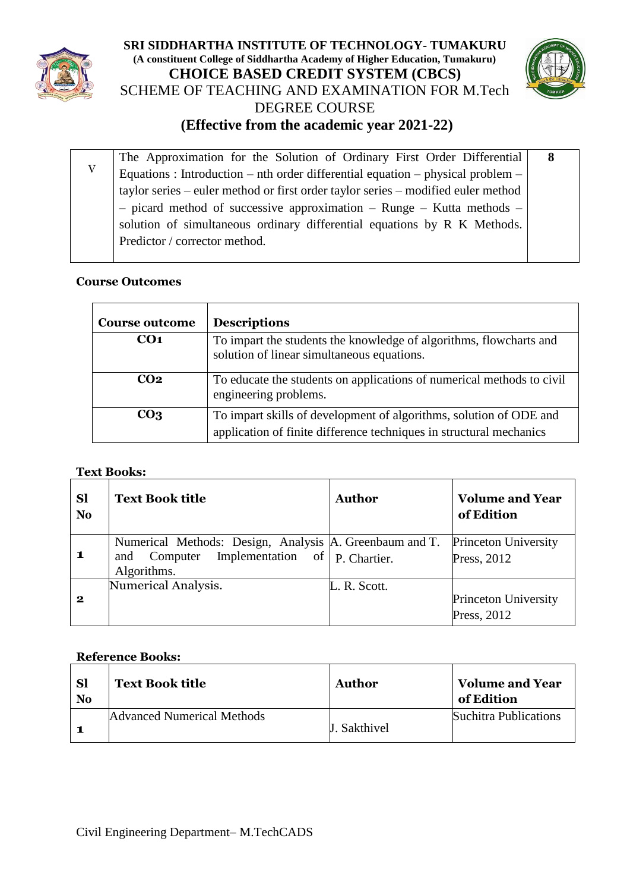| | | |
|---|---|---|
| V | The Approximation for the Solution of Ordinary First Order Differential Equations : Introduction – nth order differential equation – physical problem – taylor series – euler method or first order taylor series – modified euler method – picard method of successive approximation – Runge – Kutta methods – solution of simultaneous ordinary differential equations by R K Methods. Predictor / corrector method. | **8** |

**Course Outcomes**

| **Course outcome** | **Descriptions** |
|---|---|
| **CO1** | To impart the students the knowledge of algorithms, flowcharts and solution of linear simultaneous equations. |
| **CO2** | To educate the students on applications of numerical methods to civil engineering problems. |
| **CO3** | To impart skills of development of algorithms, solution of ODE and application of finite difference techniques in structural mechanics |

**Text Books:**

| **Sl No** | **Text Book title** | **Author** | **Volume and Year of Edition** |
|---|---|---|---|
| **1** | Numerical Methods: Design, Analysis and Computer Implementation of Algorithms. | A. Greenbaum and T. P. Chartier. | Princeton University Press, 2012 |
| **2** | Numerical Analysis. | L. R. Scott. | Princeton University Press, 2012 |

**Reference Books:**

| **Sl No** | **Text Book title** | **Author** | **Volume and Year of Edition** |
|---|---|---|---|
| **1** | Advanced Numerical Methods | J. Sakthivel | Suchitra Publications |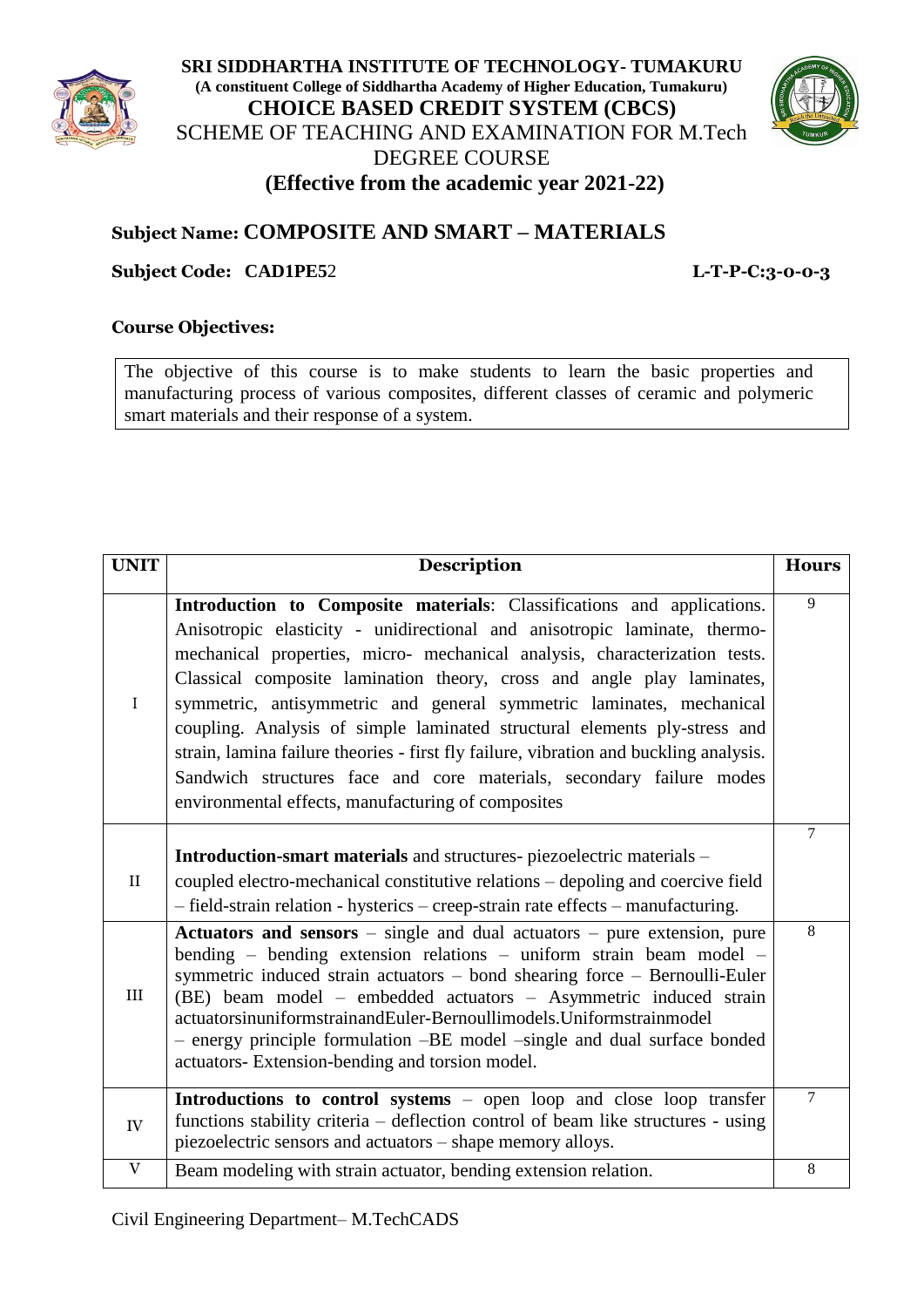**SRI SIDDHARTHA INSTITUTE OF TECHNOLOGY- TUMAKURU**
**(A constituent College of Siddhartha Academy of Higher Education, Tumakuru)**
**CHOICE BASED CREDIT SYSTEM (CBCS)**
SCHEME OF TEACHING AND EXAMINATION FOR M.Tech DEGREE COURSE
**(Effective from the academic year 2021-22)**

## Subject Name: COMPOSITE AND SMART – MATERIALS

**Subject Code: CAD1PE5**2 **L-T-P-C:3-0-0-3**

### Course Objectives:

The objective of this course is to make students to learn the basic properties and manufacturing process of various composites, different classes of ceramic and polymeric smart materials and their response of a system.

| UNIT | Description | Hours |
|---|---|---|
| I | **Introduction to Composite materials**: Classifications and applications. Anisotropic elasticity - unidirectional and anisotropic laminate, thermo-mechanical properties, micro- mechanical analysis, characterization tests. Classical composite lamination theory, cross and angle play laminates, symmetric, antisymmetric and general symmetric laminates, mechanical coupling. Analysis of simple laminated structural elements ply-stress and strain, lamina failure theories - first fly failure, vibration and buckling analysis. Sandwich structures face and core materials, secondary failure modes environmental effects, manufacturing of composites | 9 |
| II | **Introduction-smart materials** and structures- piezoelectric materials – coupled electro-mechanical constitutive relations – depoling and coercive field – field-strain relation - hysterics – creep-strain rate effects – manufacturing. | 7 |
| III | **Actuators and sensors** – single and dual actuators – pure extension, pure bending – bending extension relations – uniform strain beam model – symmetric induced strain actuators – bond shearing force – Bernoulli-Euler (BE) beam model – embedded actuators – Asymmetric induced strain actuatorsinuniformstrainandEuler-Bernoullimodels.Uniformstrainmodel – energy principle formulation –BE model –single and dual surface bonded actuators- Extension-bending and torsion model. | 8 |
| IV | **Introductions to control systems** – open loop and close loop transfer functions stability criteria – deflection control of beam like structures - using piezoelectric sensors and actuators – shape memory alloys. | 7 |
| V | Beam modeling with strain actuator, bending extension relation. | 8 |

Civil Engineering Department– M.TechCADS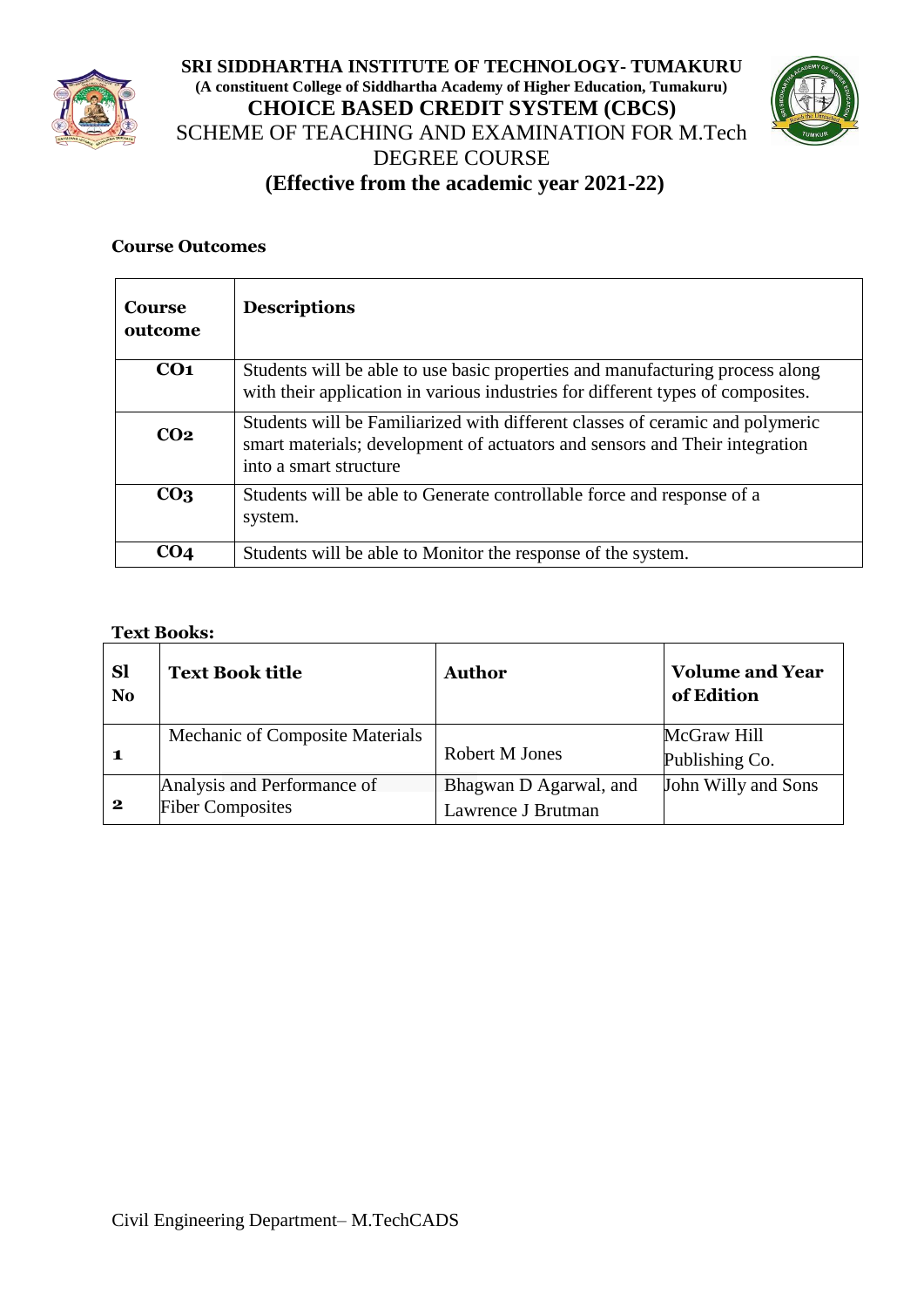**Course Outcomes**

| Course outcome | Descriptions |
|---|---|
| CO1 | Students will be able to use basic properties and manufacturing process along with their application in various industries for different types of composites. |
| CO2 | Students will be Familiarized with different classes of ceramic and polymeric smart materials; development of actuators and sensors and Their integration into a smart structure |
| CO3 | Students will be able to Generate controllable force and response of a system. |
| CO4 | Students will be able to Monitor the response of the system. |

**Text Books:**

| Sl No | Text Book title | Author | Volume and Year of Edition |
|---|---|---|---|
| 1 | Mechanic of Composite Materials | Robert M Jones | McGraw Hill Publishing Co. |
| 2 | Analysis and Performance of Fiber Composites | Bhagwan D Agarwal, and Lawrence J Brutman | John Willy and Sons |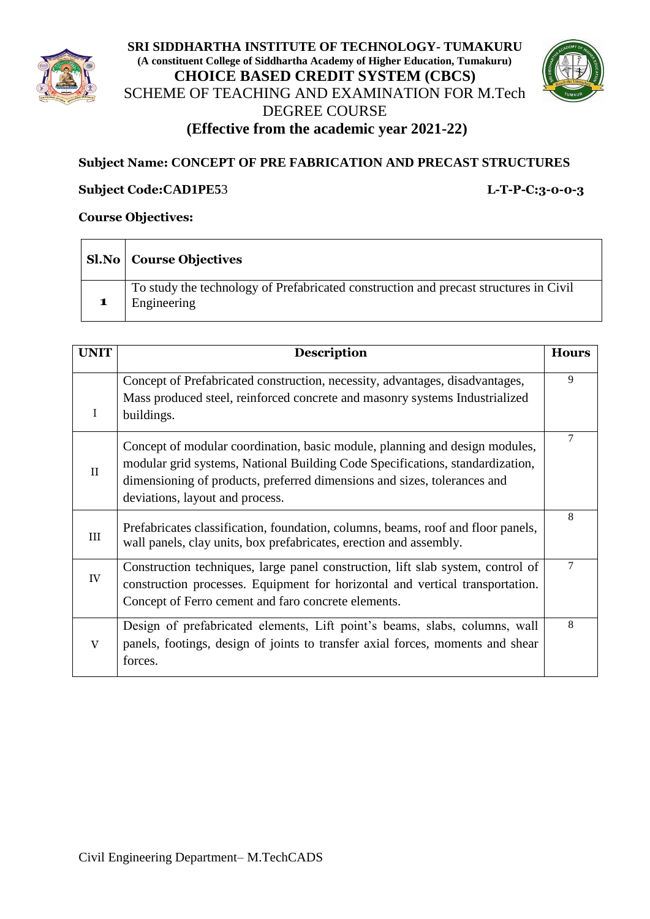**SRI SIDDHARTHA INSTITUTE OF TECHNOLOGY- TUMAKURU**
**(A constituent College of Siddhartha Academy of Higher Education, Tumakuru)**
**CHOICE BASED CREDIT SYSTEM (CBCS)**
SCHEME OF TEACHING AND EXAMINATION FOR M.Tech DEGREE COURSE
**(Effective from the academic year 2021-22)**

**Subject Name: CONCEPT OF PRE FABRICATION AND PRECAST STRUCTURES**

**Subject Code:CAD1PE5**3 **L-T-P-C:3-0-0-3**

**Course Objectives:**

| Sl.No | Course Objectives |
|---|---|
| 1 | To study the technology of Prefabricated construction and precast structures in Civil Engineering |

| UNIT | Description | Hours |
|---|---|---|
| I | Concept of Prefabricated construction, necessity, advantages, disadvantages, Mass produced steel, reinforced concrete and masonry systems Industrialized buildings. | 9 |
| II | Concept of modular coordination, basic module, planning and design modules, modular grid systems, National Building Code Specifications, standardization, dimensioning of products, preferred dimensions and sizes, tolerances and deviations, layout and process. | 7 |
| III | Prefabricates classification, foundation, columns, beams, roof and floor panels, wall panels, clay units, box prefabricates, erection and assembly. | 8 |
| IV | Construction techniques, large panel construction, lift slab system, control of construction processes. Equipment for horizontal and vertical transportation. Concept of Ferro cement and faro concrete elements. | 7 |
| V | Design of prefabricated elements, Lift point's beams, slabs, columns, wall panels, footings, design of joints to transfer axial forces, moments and shear forces. | 8 |

Civil Engineering Department– M.TechCADS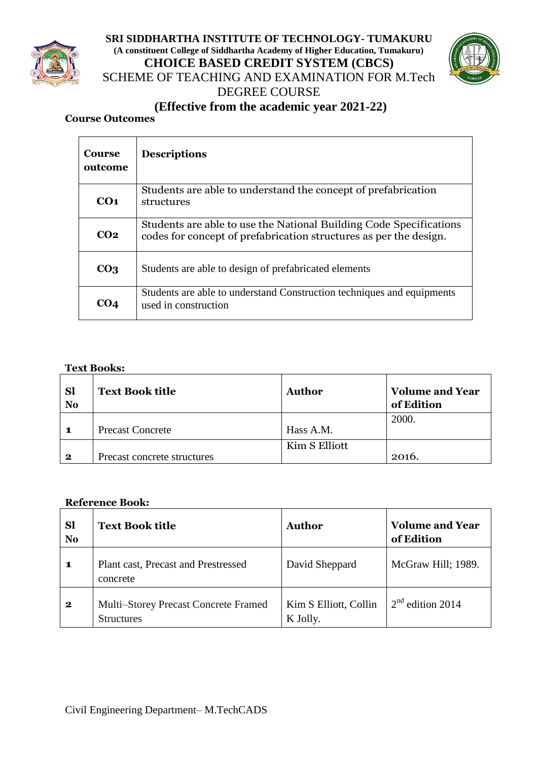**Course Outcomes**

| Course outcome | Descriptions |
|---|---|
| CO1 | Students are able to understand the concept of prefabrication structures |
| CO2 | Students are able to use the National Building Code Specifications codes for concept of prefabrication structures as per the design. |
| CO3 | Students are able to design of prefabricated elements |
| CO4 | Students are able to understand Construction techniques and equipments used in construction |

**Text Books:**

| Sl No | Text Book title | Author | Volume and Year of Edition |
|---|---|---|---|
| 1 | Precast Concrete | Hass A.M. | 2000. |
| 2 | Precast concrete structures | Kim S Elliott | 2016. |

**Reference Book:**

| Sl No | Text Book title | Author | Volume and Year of Edition |
|---|---|---|---|
| 1 | Plant cast, Precast and Prestressed concrete | David Sheppard | McGraw Hill; 1989. |
| 2 | Multi–Storey Precast Concrete Framed Structures | Kim S Elliott, Collin K Jolly. | 2nd edition 2014 |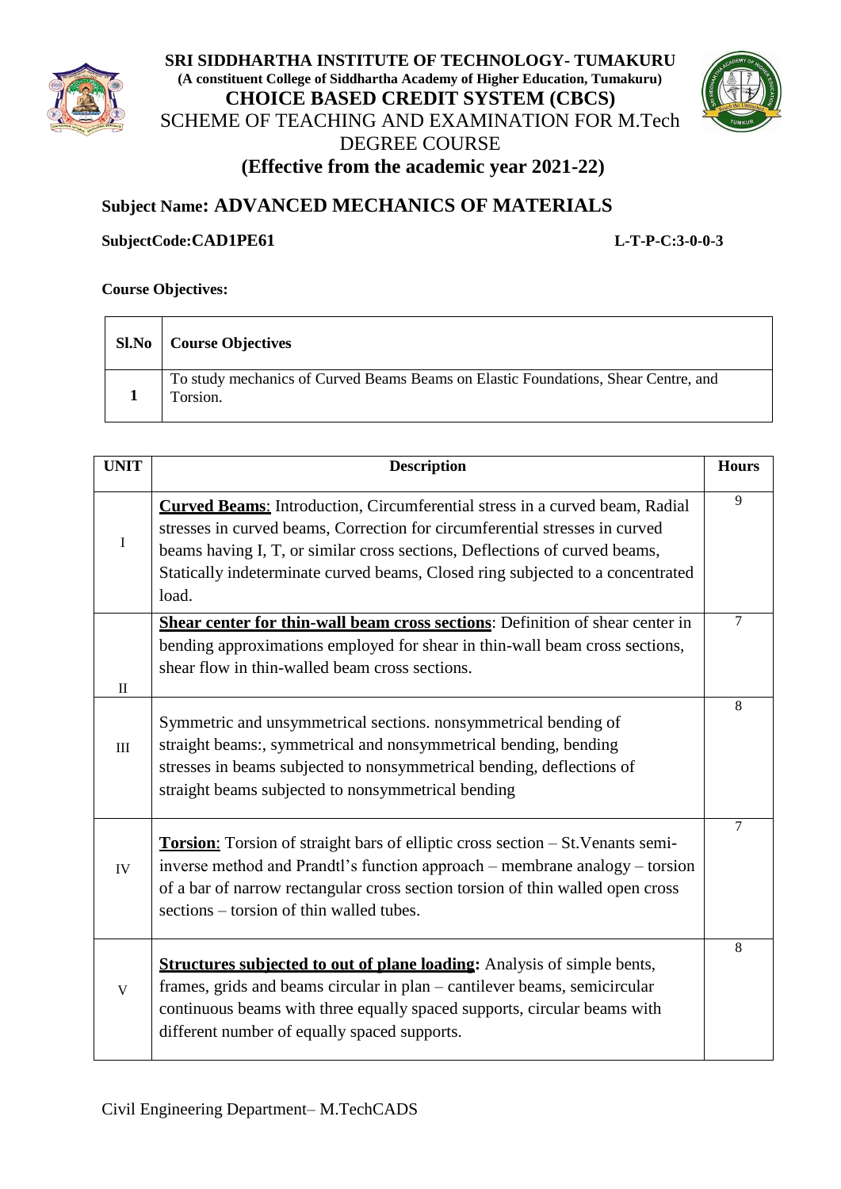**SRI SIDDHARTHA INSTITUTE OF TECHNOLOGY- TUMAKURU**
**(A constituent College of Siddhartha Academy of Higher Education, Tumakuru)**
**CHOICE BASED CREDIT SYSTEM (CBCS)**
SCHEME OF TEACHING AND EXAMINATION FOR M.Tech DEGREE COURSE
**(Effective from the academic year 2021-22)**

## Subject Name: ADVANCED MECHANICS OF MATERIALS

**SubjectCode:CAD1PE61** **L-T-P-C:3-0-0-3**

**Course Objectives:**

| Sl.No | Course Objectives |
|---|---|
| 1 | To study mechanics of Curved Beams Beams on Elastic Foundations, Shear Centre, and Torsion. |

| UNIT | Description | Hours |
|---|---|---|
| I | **Curved Beams**: Introduction, Circumferential stress in a curved beam, Radial stresses in curved beams, Correction for circumferential stresses in curved beams having I, T, or similar cross sections, Deflections of curved beams, Statically indeterminate curved beams, Closed ring subjected to a concentrated load. | 9 |
| II | **Shear center for thin-wall beam cross sections**: Definition of shear center in bending approximations employed for shear in thin-wall beam cross sections, shear flow in thin-walled beam cross sections. | 7 |
| III | Symmetric and unsymmetrical sections. nonsymmetrical bending of straight beams:, symmetrical and nonsymmetrical bending, bending stresses in beams subjected to nonsymmetrical bending, deflections of straight beams subjected to nonsymmetrical bending | 8 |
| IV | **Torsion**: Torsion of straight bars of elliptic cross section – St.Venants semi-inverse method and Prandtl's function approach – membrane analogy – torsion of a bar of narrow rectangular cross section torsion of thin walled open cross sections – torsion of thin walled tubes. | 7 |
| V | **Structures subjected to out of plane loading:** Analysis of simple bents, frames, grids and beams circular in plan – cantilever beams, semicircular continuous beams with three equally spaced supports, circular beams with different number of equally spaced supports. | 8 |

Civil Engineering Department– M.TechCADS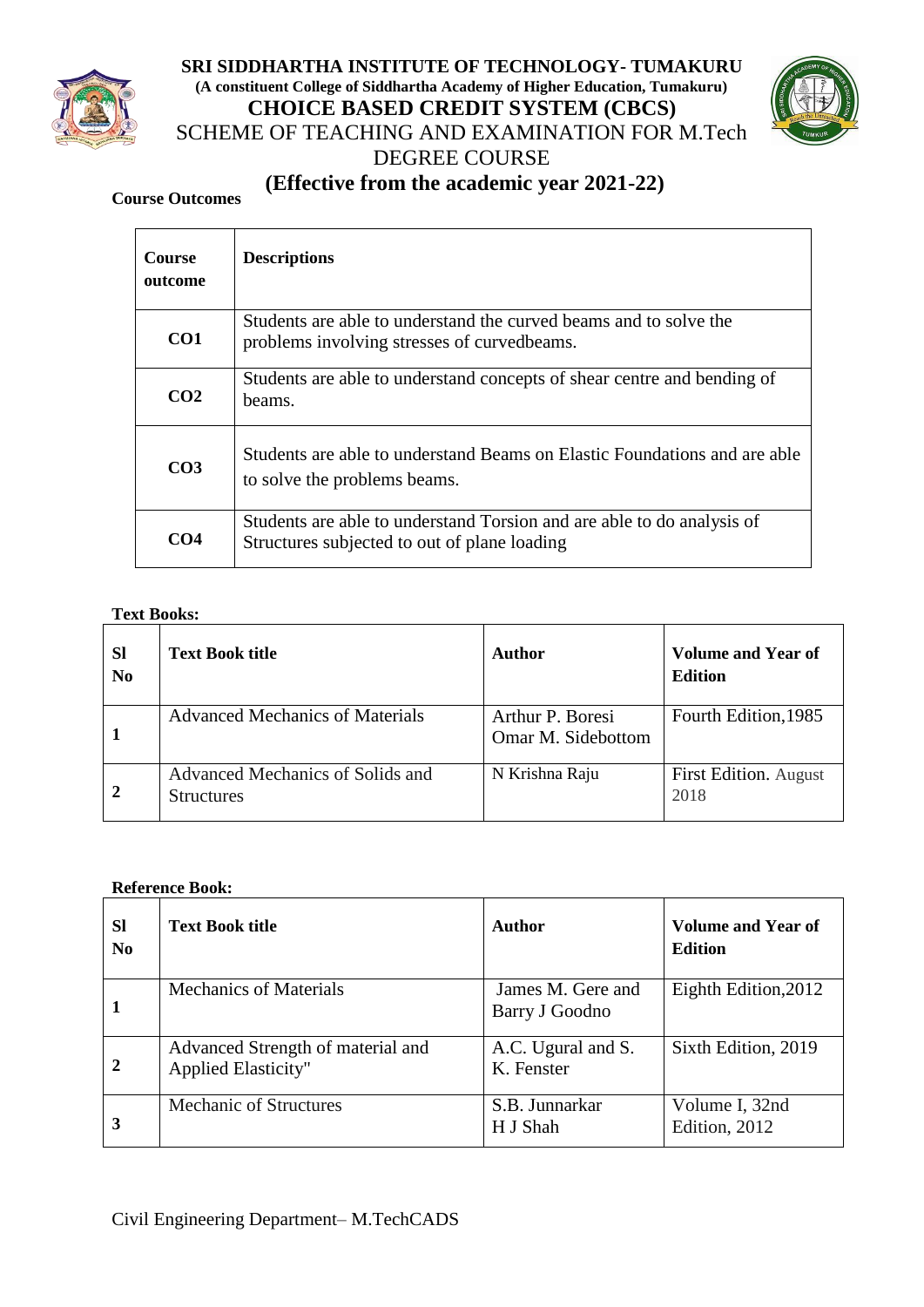**Course Outcomes**

| Course outcome | Descriptions |
|---|---|
| CO1 | Students are able to understand the curved beams and to solve the problems involving stresses of curvedbeams. |
| CO2 | Students are able to understand concepts of shear centre and bending of beams. |
| CO3 | Students are able to understand Beams on Elastic Foundations and are able to solve the problems beams. |
| CO4 | Students are able to understand Torsion and are able to do analysis of Structures subjected to out of plane loading |

**Text Books:**

| Sl No | Text Book title | Author | Volume and Year of Edition |
|---|---|---|---|
| 1 | Advanced Mechanics of Materials | Arthur P. Boresi<br>Omar M. Sidebottom | Fourth Edition,1985 |
| 2 | Advanced Mechanics of Solids and Structures | N Krishna Raju | First Edition. August 2018 |

**Reference Book:**

| Sl No | Text Book title | Author | Volume and Year of Edition |
|---|---|---|---|
| 1 | Mechanics of Materials | James M. Gere and Barry J Goodno | Eighth Edition,2012 |
| 2 | Advanced Strength of material and Applied Elasticity" | A.C. Ugural and S. K. Fenster | Sixth Edition, 2019 |
| 3 | Mechanic of Structures | S.B. Junnarkar<br>H J Shah | Volume I, 32nd Edition, 2012 |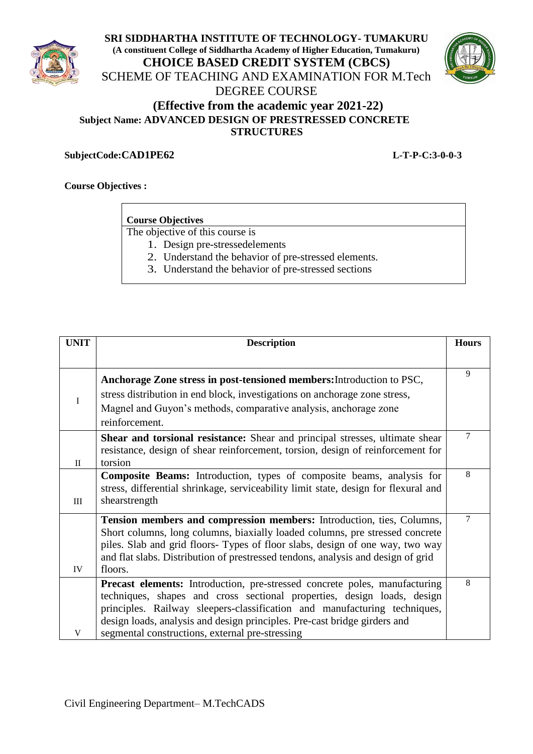# SRI SIDDHARTHA INSTITUTE OF TECHNOLOGY- TUMAKURU

**(A constituent College of Siddhartha Academy of Higher Education, Tumakuru)**

## CHOICE BASED CREDIT SYSTEM (CBCS)

SCHEME OF TEACHING AND EXAMINATION FOR M.Tech DEGREE COURSE

**(Effective from the academic year 2021-22)**

**Subject Name: ADVANCED DESIGN OF PRESTRESSED CONCRETE STRUCTURES**

**SubjectCode:CAD1PE62** **L-T-P-C:3-0-0-3**

**Course Objectives :**

| **Course Objectives** |
|---|
| The objective of this course is<br>1. Design pre-stressedelements<br>2. Understand the behavior of pre-stressed elements.<br>3. Understand the behavior of pre-stressed sections |

| UNIT | Description | Hours |
|---|---|---|
| I | **Anchorage Zone stress in post-tensioned members:** Introduction to PSC, stress distribution in end block, investigations on anchorage zone stress, Magnel and Guyon's methods, comparative analysis, anchorage zone reinforcement. | 9 |
| II | **Shear and torsional resistance:** Shear and principal stresses, ultimate shear resistance, design of shear reinforcement, torsion, design of reinforcement for torsion | 7 |
| III | **Composite Beams:** Introduction, types of composite beams, analysis for stress, differential shrinkage, serviceability limit state, design for flexural and shearstrength | 8 |
| IV | **Tension members and compression members:** Introduction, ties, Columns, Short columns, long columns, biaxially loaded columns, pre stressed concrete piles. Slab and grid floors- Types of floor slabs, design of one way, two way and flat slabs. Distribution of prestressed tendons, analysis and design of grid floors. | 7 |
| V | **Precast elements:** Introduction, pre-stressed concrete poles, manufacturing techniques, shapes and cross sectional properties, design loads, design principles. Railway sleepers-classification and manufacturing techniques, design loads, analysis and design principles. Pre-cast bridge girders and segmental constructions, external pre-stressing | 8 |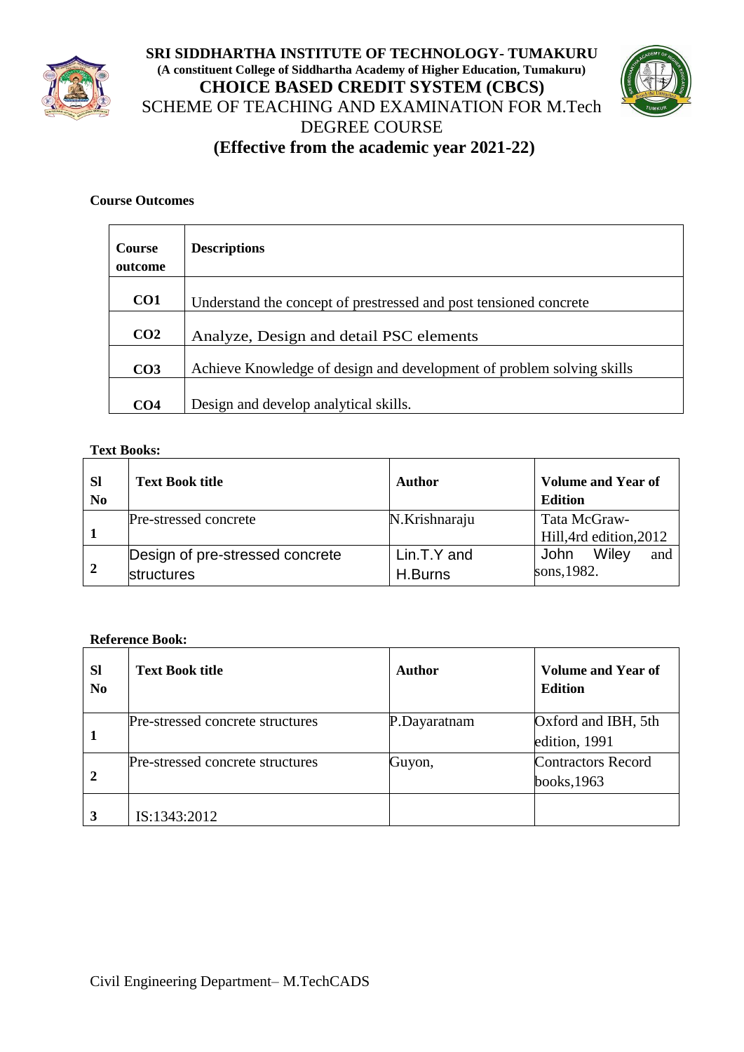**SRI SIDDHARTHA INSTITUTE OF TECHNOLOGY- TUMAKURU**
**(A constituent College of Siddhartha Academy of Higher Education, Tumakuru)**
**CHOICE BASED CREDIT SYSTEM (CBCS)**
SCHEME OF TEACHING AND EXAMINATION FOR M.Tech DEGREE COURSE
**(Effective from the academic year 2021-22)**

**Course Outcomes**

| Course outcome | Descriptions |
|---|---|
| CO1 | Understand the concept of prestressed and post tensioned concrete |
| CO2 | Analyze, Design and detail PSC elements |
| CO3 | Achieve Knowledge of design and development of problem solving skills |
| CO4 | Design and develop analytical skills. |

**Text Books:**

| Sl No | Text Book title | Author | Volume and Year of Edition |
|---|---|---|---|
| 1 | Pre-stressed concrete | N.Krishnaraju | Tata McGraw-Hill,4rd edition,2012 |
| 2 | Design of pre-stressed concrete structures | Lin.T.Y and H.Burns | John Wiley and sons,1982. |

**Reference Book:**

| Sl No | Text Book title | Author | Volume and Year of Edition |
|---|---|---|---|
| 1 | Pre-stressed concrete structures | P.Dayaratnam | Oxford and IBH, 5th edition, 1991 |
| 2 | Pre-stressed concrete structures | Guyon, | Contractors Record books,1963 |
| 3 | IS:1343:2012 | | |

Civil Engineering Department– M.TechCADS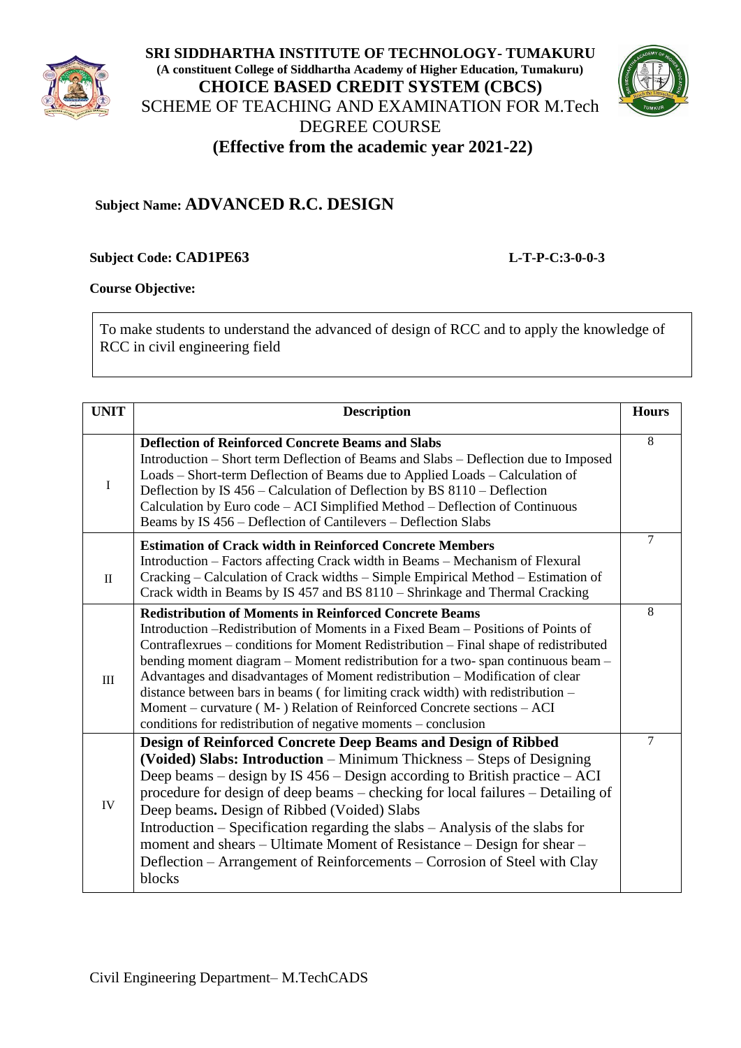**SRI SIDDHARTHA INSTITUTE OF TECHNOLOGY- TUMAKURU**
**(A constituent College of Siddhartha Academy of Higher Education, Tumakuru)**
**CHOICE BASED CREDIT SYSTEM (CBCS)**
SCHEME OF TEACHING AND EXAMINATION FOR M.Tech DEGREE COURSE
**(Effective from the academic year 2021-22)**

**Subject Name: ADVANCED R.C. DESIGN**

**Subject Code: CAD1PE63** **L-T-P-C:3-0-0-3**

**Course Objective:**

To make students to understand the advanced of design of RCC and to apply the knowledge of RCC in civil engineering field

| UNIT | Description | Hours |
|---|---|---|
| I | **Deflection of Reinforced Concrete Beams and Slabs** Introduction – Short term Deflection of Beams and Slabs – Deflection due to Imposed Loads – Short-term Deflection of Beams due to Applied Loads – Calculation of Deflection by IS 456 – Calculation of Deflection by BS 8110 – Deflection Calculation by Euro code – ACI Simplified Method – Deflection of Continuous Beams by IS 456 – Deflection of Cantilevers – Deflection Slabs | 8 |
| II | **Estimation of Crack width in Reinforced Concrete Members** Introduction – Factors affecting Crack width in Beams – Mechanism of Flexural Cracking – Calculation of Crack widths – Simple Empirical Method – Estimation of Crack width in Beams by IS 457 and BS 8110 – Shrinkage and Thermal Cracking | 7 |
| III | **Redistribution of Moments in Reinforced Concrete Beams** Introduction –Redistribution of Moments in a Fixed Beam – Positions of Points of Contraflexrues – conditions for Moment Redistribution – Final shape of redistributed bending moment diagram – Moment redistribution for a two- span continuous beam – Advantages and disadvantages of Moment redistribution – Modification of clear distance between bars in beams ( for limiting crack width) with redistribution – Moment – curvature ( M- ) Relation of Reinforced Concrete sections – ACI conditions for redistribution of negative moments – conclusion | 8 |
| IV | **Design of Reinforced Concrete Deep Beams and Design of Ribbed (Voided) Slabs: Introduction** – Minimum Thickness – Steps of Designing Deep beams – design by IS 456 – Design according to British practice – ACI procedure for design of deep beams – checking for local failures – Detailing of Deep beams**.** Design of Ribbed (Voided) Slabs Introduction – Specification regarding the slabs – Analysis of the slabs for moment and shears – Ultimate Moment of Resistance – Design for shear – Deflection – Arrangement of Reinforcements – Corrosion of Steel with Clay blocks | 7 |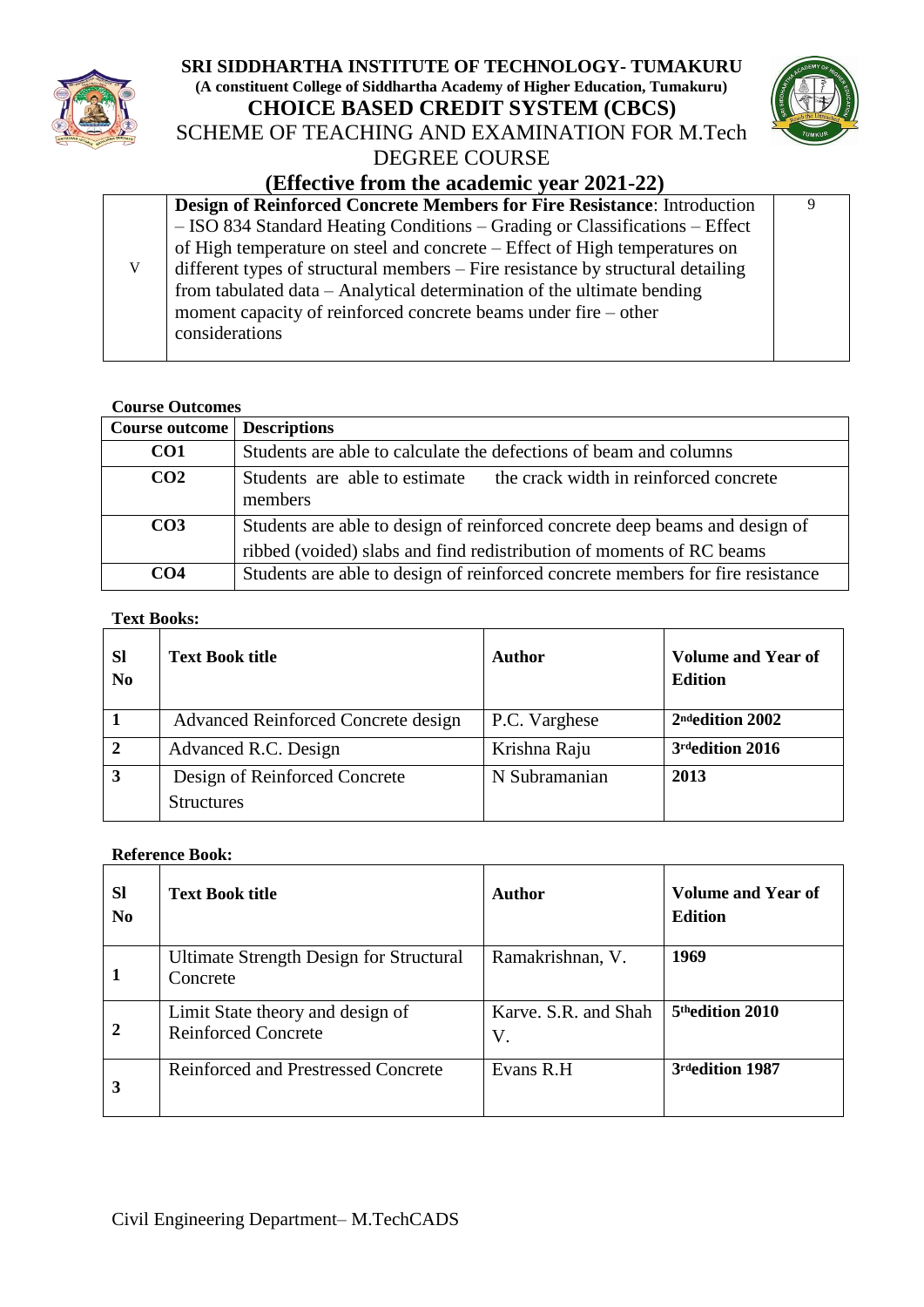| | | |
|---|---|---|
| V | **Design of Reinforced Concrete Members for Fire Resistance**: Introduction – ISO 834 Standard Heating Conditions – Grading or Classifications – Effect of High temperature on steel and concrete – Effect of High temperatures on different types of structural members – Fire resistance by structural detailing from tabulated data – Analytical determination of the ultimate bending moment capacity of reinforced concrete beams under fire – other considerations | 9 |

**Course Outcomes**

| Course outcome | Descriptions |
|---|---|
| CO1 | Students are able to calculate the defections of beam and columns |
| CO2 | Students are able to estimate the crack width in reinforced concrete members |
| CO3 | Students are able to design of reinforced concrete deep beams and design of ribbed (voided) slabs and find redistribution of moments of RC beams |
| CO4 | Students are able to design of reinforced concrete members for fire resistance |

**Text Books:**

| Sl No | Text Book title | Author | Volume and Year of Edition |
|---|---|---|---|
| 1 | Advanced Reinforced Concrete design | P.C. Varghese | 2nd edition 2002 |
| 2 | Advanced R.C. Design | Krishna Raju | 3rd edition 2016 |
| 3 | Design of Reinforced Concrete Structures | N Subramanian | 2013 |

**Reference Book:**

| Sl No | Text Book title | Author | Volume and Year of Edition |
|---|---|---|---|
| 1 | Ultimate Strength Design for Structural Concrete | Ramakrishnan, V. | 1969 |
| 2 | Limit State theory and design of Reinforced Concrete | Karve. S.R. and Shah V. | 5th edition 2010 |
| 3 | Reinforced and Prestressed Concrete | Evans R.H | 3rd edition 1987 |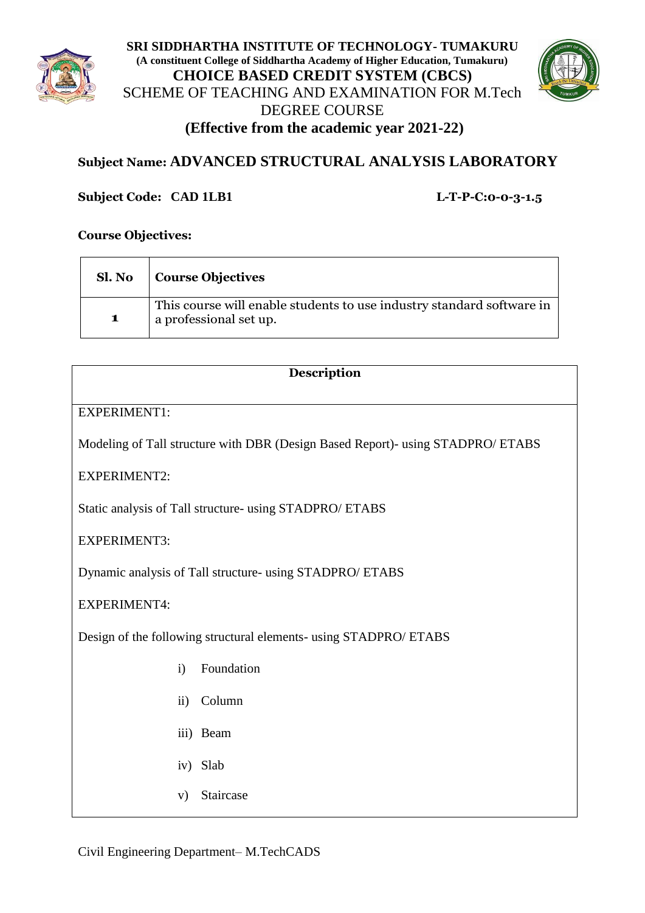**SRI SIDDHARTHA INSTITUTE OF TECHNOLOGY- TUMAKURU**
**(A constituent College of Siddhartha Academy of Higher Education, Tumakuru)**
**CHOICE BASED CREDIT SYSTEM (CBCS)**
SCHEME OF TEACHING AND EXAMINATION FOR M.Tech DEGREE COURSE
**(Effective from the academic year 2021-22)**

## Subject Name: ADVANCED STRUCTURAL ANALYSIS LABORATORY

**Subject Code: CAD 1LB1** **L-T-P-C:0-0-3-1.5**

**Course Objectives:**

| Sl. No | Course Objectives |
|---|---|
| 1 | This course will enable students to use industry standard software in a professional set up. |

| Description |
|---|
| EXPERIMENT1: |
| Modeling of Tall structure with DBR (Design Based Report)- using STADPRO/ ETABS |
| EXPERIMENT2: |
| Static analysis of Tall structure- using STADPRO/ ETABS |
| EXPERIMENT3: |
| Dynamic analysis of Tall structure- using STADPRO/ ETABS |
| EXPERIMENT4: |
| Design of the following structural elements- using STADPRO/ ETABS |
| i) Foundation |
| ii) Column |
| iii) Beam |
| iv) Slab |
| v) Staircase |

Civil Engineering Department– M.TechCADS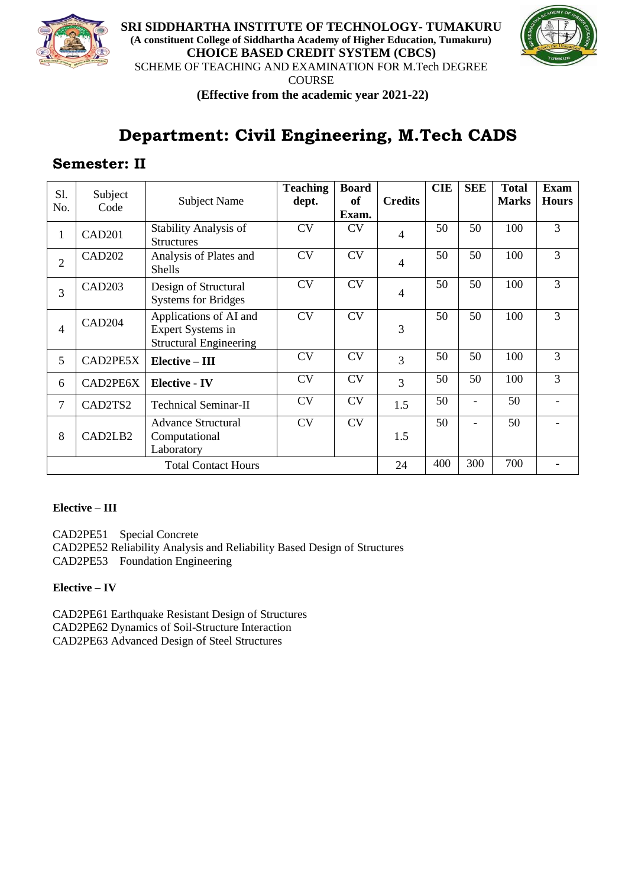**SRI SIDDHARTHA INSTITUTE OF TECHNOLOGY- TUMAKURU**
**(A constituent College of Siddhartha Academy of Higher Education, Tumakuru)**
**CHOICE BASED CREDIT SYSTEM (CBCS)**
SCHEME OF TEACHING AND EXAMINATION FOR M.Tech DEGREE COURSE
**(Effective from the academic year 2021-22)**

# Department: Civil Engineering, M.Tech CADS

## Semester: II

| Sl. No. | Subject Code | Subject Name | Teaching dept. | Board of Exam. | Credits | CIE | SEE | Total Marks | Exam Hours |
|---|---|---|---|---|---|---|---|---|---|
| 1 | CAD201 | Stability Analysis of Structures | CV | CV | 4 | 50 | 50 | 100 | 3 |
| 2 | CAD202 | Analysis of Plates and Shells | CV | CV | 4 | 50 | 50 | 100 | 3 |
| 3 | CAD203 | Design of Structural Systems for Bridges | CV | CV | 4 | 50 | 50 | 100 | 3 |
| 4 | CAD204 | Applications of AI and Expert Systems in Structural Engineering | CV | CV | 3 | 50 | 50 | 100 | 3 |
| 5 | CAD2PE5X | **Elective – III** | CV | CV | 3 | 50 | 50 | 100 | 3 |
| 6 | CAD2PE6X | **Elective - IV** | CV | CV | 3 | 50 | 50 | 100 | 3 |
| 7 | CAD2TS2 | Technical Seminar-II | CV | CV | 1.5 | 50 | - | 50 | - |
| 8 | CAD2LB2 | Advance Structural Computational Laboratory | CV | CV | 1.5 | 50 | - | 50 | - |
| Total Contact Hours | | | | | 24 | 400 | 300 | 700 | - |

**Elective – III**

CAD2PE51 Special Concrete
CAD2PE52 Reliability Analysis and Reliability Based Design of Structures
CAD2PE53 Foundation Engineering

**Elective – IV**

CAD2PE61 Earthquake Resistant Design of Structures
CAD2PE62 Dynamics of Soil-Structure Interaction
CAD2PE63 Advanced Design of Steel Structures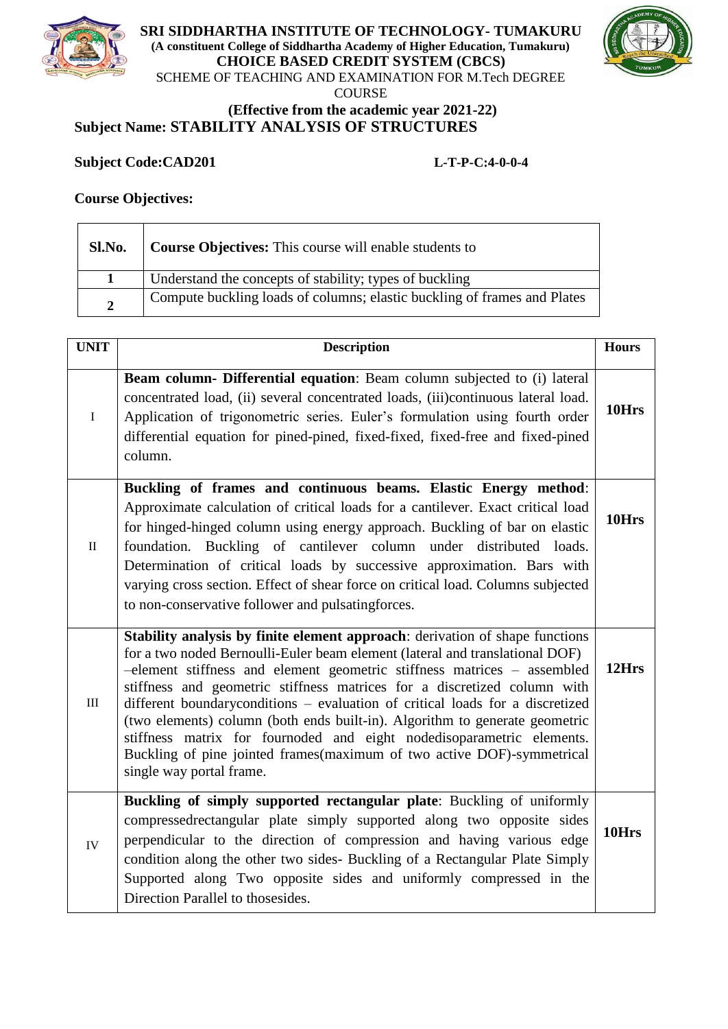**SRI SIDDHARTHA INSTITUTE OF TECHNOLOGY- TUMAKURU**
**(A constituent College of Siddhartha Academy of Higher Education, Tumakuru)**
**CHOICE BASED CREDIT SYSTEM (CBCS)**
SCHEME OF TEACHING AND EXAMINATION FOR M.Tech DEGREE COURSE
**(Effective from the academic year 2021-22)**

**Subject Name: STABILITY ANALYSIS OF STRUCTURES**

**Subject Code:CAD201** **L-T-P-C:4-0-0-4**

**Course Objectives:**

| Sl.No. | **Course Objectives:** This course will enable students to |
|---|---|
| 1 | Understand the concepts of stability; types of buckling |
| 2 | Compute buckling loads of columns; elastic buckling of frames and Plates |

| UNIT | Description | Hours |
|---|---|---|
| I | **Beam column- Differential equation**: Beam column subjected to (i) lateral concentrated load, (ii) several concentrated loads, (iii)continuous lateral load. Application of trigonometric series. Euler's formulation using fourth order differential equation for pined-pined, fixed-fixed, fixed-free and fixed-pined column. | **10Hrs** |
| II | **Buckling of frames and continuous beams. Elastic Energy method**: Approximate calculation of critical loads for a cantilever. Exact critical load for hinged-hinged column using energy approach. Buckling of bar on elastic foundation. Buckling of cantilever column under distributed loads. Determination of critical loads by successive approximation. Bars with varying cross section. Effect of shear force on critical load. Columns subjected to non-conservative follower and pulsatingforces. | **10Hrs** |
| III | **Stability analysis by finite element approach**: derivation of shape functions for a two noded Bernoulli-Euler beam element (lateral and translational DOF) –element stiffness and element geometric stiffness matrices – assembled stiffness and geometric stiffness matrices for a discretized column with different boundaryconditions – evaluation of critical loads for a discretized (two elements) column (both ends built-in). Algorithm to generate geometric stiffness matrix for fournoded and eight nodedisoparametric elements. Buckling of pine jointed frames(maximum of two active DOF)-symmetrical single way portal frame. | **12Hrs** |
| IV | **Buckling of simply supported rectangular plate**: Buckling of uniformly compressedrectangular plate simply supported along two opposite sides perpendicular to the direction of compression and having various edge condition along the other two sides- Buckling of a Rectangular Plate Simply Supported along Two opposite sides and uniformly compressed in the Direction Parallel to thosesides. | **10Hrs** |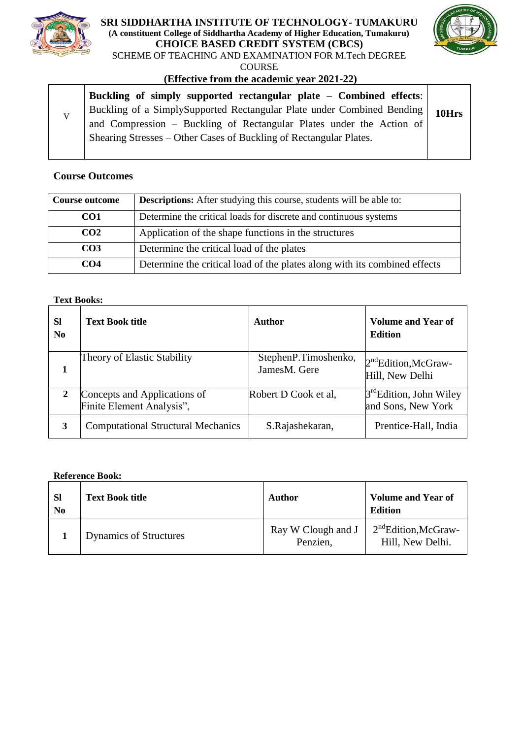| | | |
|---|---|---|
| V | **Buckling of simply supported rectangular plate – Combined effects**: Buckling of a SimplySupported Rectangular Plate under Combined Bending and Compression – Buckling of Rectangular Plates under the Action of Shearing Stresses – Other Cases of Buckling of Rectangular Plates. | **10Hrs** |

### Course Outcomes

| **Course outcome** | **Descriptions:** After studying this course, students will be able to: |
|---|---|
| **CO1** | Determine the critical loads for discrete and continuous systems |
| **CO2** | Application of the shape functions in the structures |
| **CO3** | Determine the critical load of the plates |
| **CO4** | Determine the critical load of the plates along with its combined effects |

**Text Books:**

| **Sl No** | **Text Book title** | **Author** | **Volume and Year of Edition** |
|---|---|---|---|
| **1** | Theory of Elastic Stability | StephenP.Timoshenko, JamesM. Gere | 2nd Edition,McGraw-Hill, New Delhi |
| **2** | Concepts and Applications of Finite Element Analysis", | Robert D Cook et al, | 3rd Edition, John Wiley and Sons, New York |
| **3** | Computational Structural Mechanics | S.Rajashekaran, | Prentice-Hall, India |

**Reference Book:**

| **Sl No** | **Text Book title** | **Author** | **Volume and Year of Edition** |
|---|---|---|---|
| **1** | Dynamics of Structures | Ray W Clough and J Penzien, | 2nd Edition,McGraw-Hill, New Delhi. |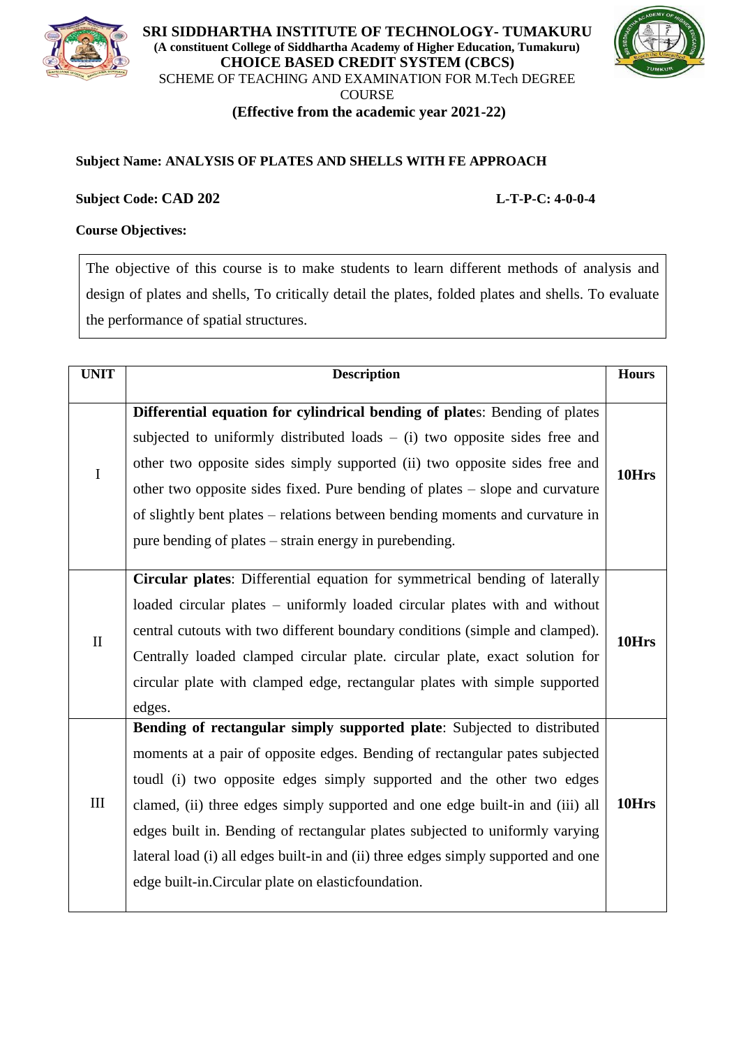**SRI SIDDHARTHA INSTITUTE OF TECHNOLOGY- TUMAKURU**
**(A constituent College of Siddhartha Academy of Higher Education, Tumakuru)**
**CHOICE BASED CREDIT SYSTEM (CBCS)**
SCHEME OF TEACHING AND EXAMINATION FOR M.Tech DEGREE COURSE
**(Effective from the academic year 2021-22)**

**Subject Name: ANALYSIS OF PLATES AND SHELLS WITH FE APPROACH**

**Subject Code: CAD 202** **L-T-P-C: 4-0-0-4**

**Course Objectives:**

The objective of this course is to make students to learn different methods of analysis and design of plates and shells, To critically detail the plates, folded plates and shells. To evaluate the performance of spatial structures.

| UNIT | Description | Hours |
|---|---|---|
| I | **Differential equation for cylindrical bending of plate**s: Bending of plates subjected to uniformly distributed loads – (i) two opposite sides free and other two opposite sides simply supported (ii) two opposite sides free and other two opposite sides fixed. Pure bending of plates – slope and curvature of slightly bent plates – relations between bending moments and curvature in pure bending of plates – strain energy in purebending. | **10Hrs** |
| II | **Circular plates**: Differential equation for symmetrical bending of laterally loaded circular plates – uniformly loaded circular plates with and without central cutouts with two different boundary conditions (simple and clamped). Centrally loaded clamped circular plate. circular plate, exact solution for circular plate with clamped edge, rectangular plates with simple supported edges. | **10Hrs** |
| III | **Bending of rectangular simply supported plate**: Subjected to distributed moments at a pair of opposite edges. Bending of rectangular pates subjected toudl (i) two opposite edges simply supported and the other two edges clamed, (ii) three edges simply supported and one edge built-in and (iii) all edges built in. Bending of rectangular plates subjected to uniformly varying lateral load (i) all edges built-in and (ii) three edges simply supported and one edge built-in.Circular plate on elasticfoundation. | **10Hrs** |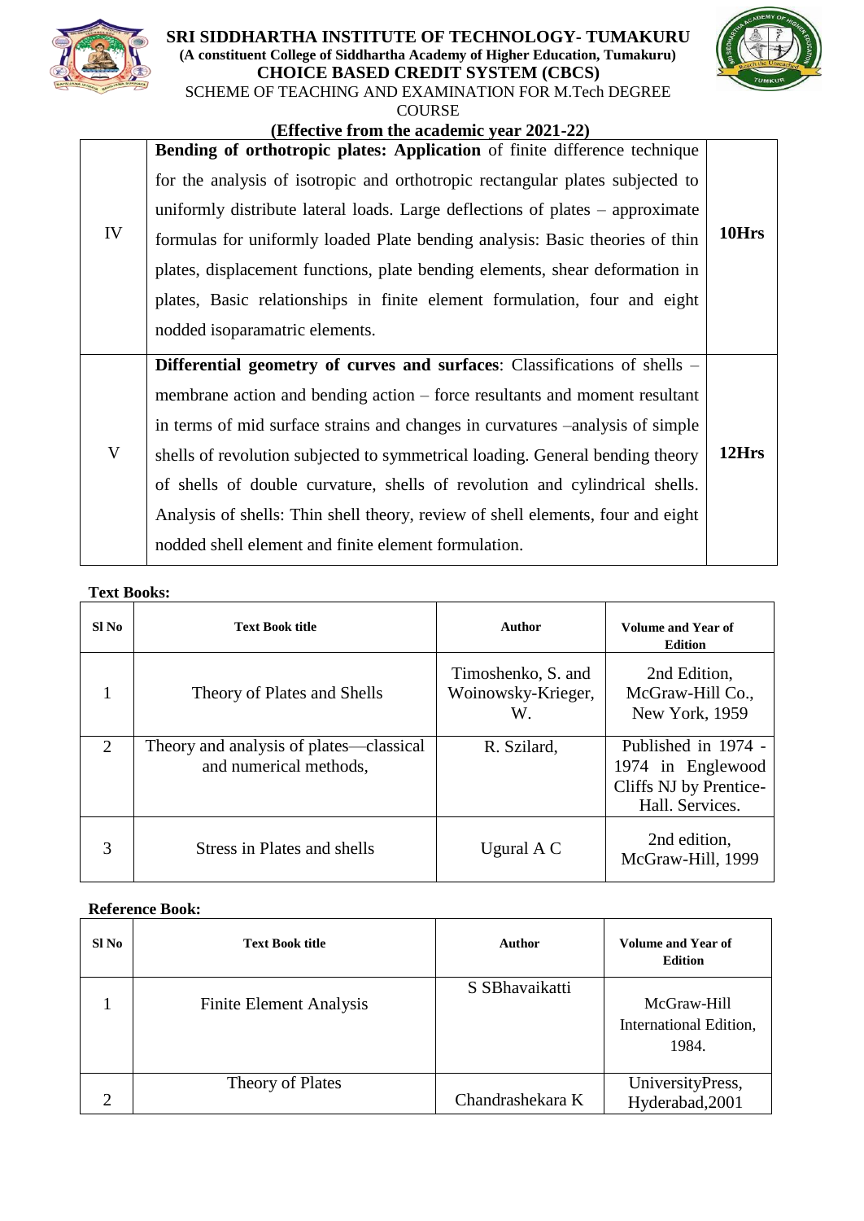| | | |
|---|---|---|
| IV | **Bending of orthotropic plates: Application** of finite difference technique for the analysis of isotropic and orthotropic rectangular plates subjected to uniformly distribute lateral loads. Large deflections of plates – approximate formulas for uniformly loaded Plate bending analysis: Basic theories of thin plates, displacement functions, plate bending elements, shear deformation in plates, Basic relationships in finite element formulation, four and eight nodded isoparamatric elements. | **10Hrs** |
| V | **Differential geometry of curves and surfaces**: Classifications of shells – membrane action and bending action – force resultants and moment resultant in terms of mid surface strains and changes in curvatures –analysis of simple shells of revolution subjected to symmetrical loading. General bending theory of shells of double curvature, shells of revolution and cylindrical shells. Analysis of shells: Thin shell theory, review of shell elements, four and eight nodded shell element and finite element formulation. | **12Hrs** |

**Text Books:**

| Sl No | Text Book title | Author | Volume and Year of Edition |
|---|---|---|---|
| 1 | Theory of Plates and Shells | Timoshenko, S. and Woinowsky-Krieger, W. | 2nd Edition, McGraw-Hill Co., New York, 1959 |
| 2 | Theory and analysis of plates—classical and numerical methods, | R. Szilard, | Published in 1974 - 1974 in Englewood Cliffs NJ by Prentice-Hall. Services. |
| 3 | Stress in Plates and shells | Ugural A C | 2nd edition, McGraw-Hill, 1999 |

**Reference Book:**

| Sl No | Text Book title | Author | Volume and Year of Edition |
|---|---|---|---|
| 1 | Finite Element Analysis | S SBhavaikatti | McGraw-Hill International Edition, 1984. |
| 2 | Theory of Plates | Chandrashekara K | UniversityPress, Hyderabad,2001 |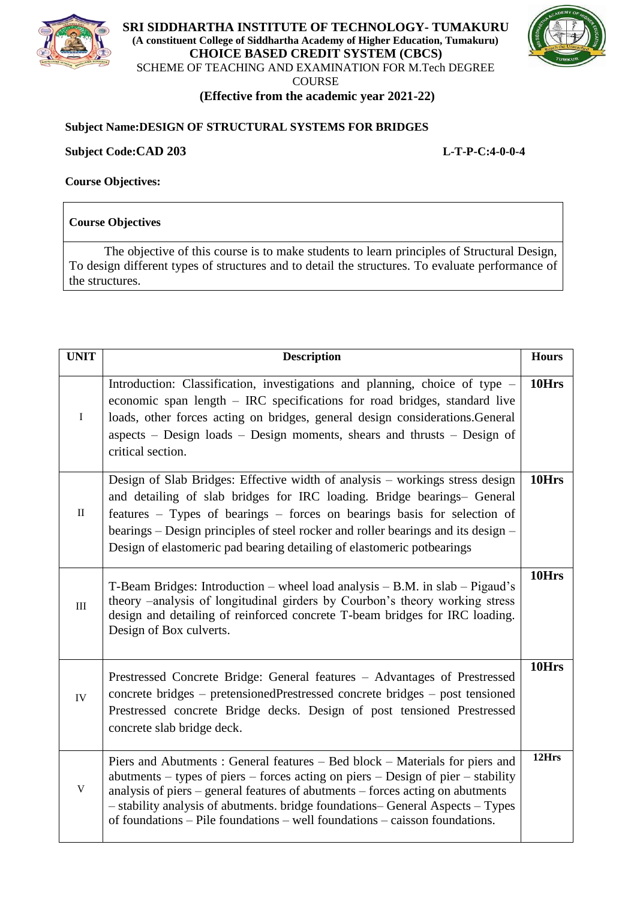**SRI SIDDHARTHA INSTITUTE OF TECHNOLOGY- TUMAKURU**
**(A constituent College of Siddhartha Academy of Higher Education, Tumakuru)**
**CHOICE BASED CREDIT SYSTEM (CBCS)**
SCHEME OF TEACHING AND EXAMINATION FOR M.Tech DEGREE COURSE
**(Effective from the academic year 2021-22)**

**Subject Name:DESIGN OF STRUCTURAL SYSTEMS FOR BRIDGES**

**Subject Code:CAD 203** **L-T-P-C:4-0-0-4**

**Course Objectives:**

| **Course Objectives** |
|---|
| The objective of this course is to make students to learn principles of Structural Design, To design different types of structures and to detail the structures. To evaluate performance of the structures. |

| UNIT | Description | Hours |
|---|---|---|
| I | Introduction: Classification, investigations and planning, choice of type – economic span length – IRC specifications for road bridges, standard live loads, other forces acting on bridges, general design considerations.General aspects – Design loads – Design moments, shears and thrusts – Design of critical section. | 10Hrs |
| II | Design of Slab Bridges: Effective width of analysis – workings stress design and detailing of slab bridges for IRC loading. Bridge bearings– General features – Types of bearings – forces on bearings basis for selection of bearings – Design principles of steel rocker and roller bearings and its design – Design of elastomeric pad bearing detailing of elastomeric potbearings | 10Hrs |
| III | T-Beam Bridges: Introduction – wheel load analysis – B.M. in slab – Pigaud's theory –analysis of longitudinal girders by Courbon's theory working stress design and detailing of reinforced concrete T-beam bridges for IRC loading. Design of Box culverts. | 10Hrs |
| IV | Prestressed Concrete Bridge: General features – Advantages of Prestressed concrete bridges – pretensionedPrestressed concrete bridges – post tensioned Prestressed concrete Bridge decks. Design of post tensioned Prestressed concrete slab bridge deck. | 10Hrs |
| V | Piers and Abutments : General features – Bed block – Materials for piers and abutments – types of piers – forces acting on piers – Design of pier – stability analysis of piers – general features of abutments – forces acting on abutments – stability analysis of abutments. bridge foundations– General Aspects – Types of foundations – Pile foundations – well foundations – caisson foundations. | 12Hrs |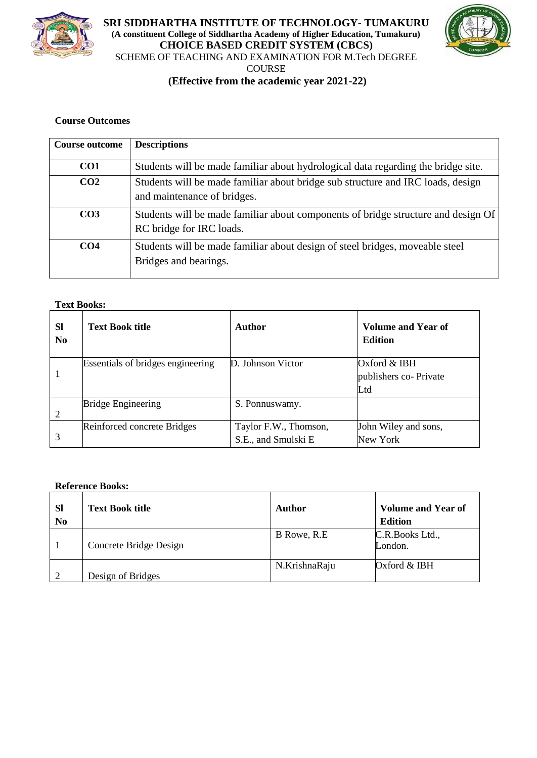**Course Outcomes**

| Course outcome | Descriptions |
|---|---|
| CO1 | Students will be made familiar about hydrological data regarding the bridge site. |
| CO2 | Students will be made familiar about bridge sub structure and IRC loads, design and maintenance of bridges. |
| CO3 | Students will be made familiar about components of bridge structure and design Of RC bridge for IRC loads. |
| CO4 | Students will be made familiar about design of steel bridges, moveable steel Bridges and bearings. |

**Text Books:**

| Sl No | Text Book title | Author | Volume and Year of Edition |
|---|---|---|---|
| 1 | Essentials of bridges engineering | D. Johnson Victor | Oxford & IBH publishers co- Private Ltd |
| 2 | Bridge Engineering | S. Ponnuswamy. | |
| 3 | Reinforced concrete Bridges | Taylor F.W., Thomson, S.E., and Smulski E | John Wiley and sons, New York |

**Reference Books:**

| Sl No | Text Book title | Author | Volume and Year of Edition |
|---|---|---|---|
| 1 | Concrete Bridge Design | B Rowe, R.E | C.R.Books Ltd., London. |
| 2 | Design of Bridges | N.KrishnaRaju | Oxford & IBH |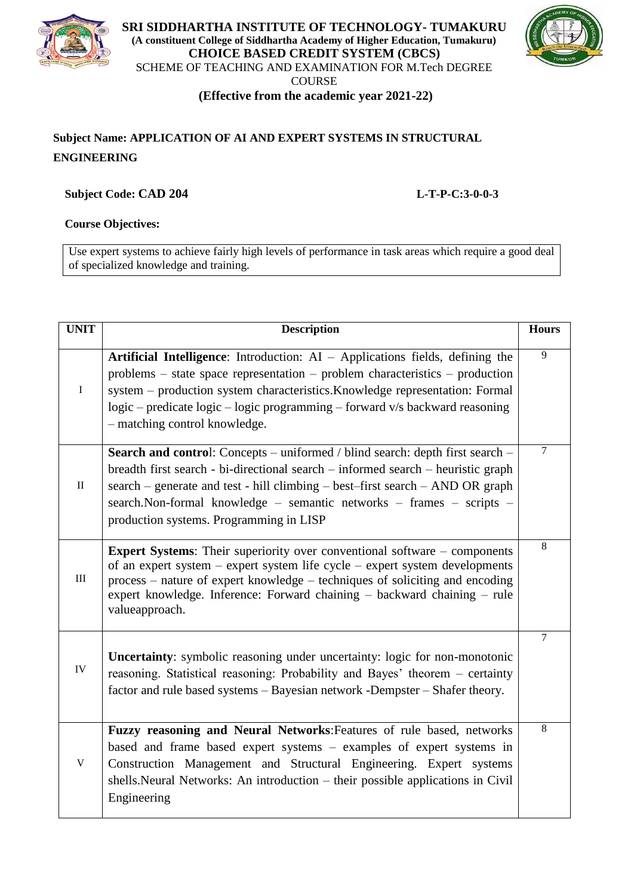**SRI SIDDHARTHA INSTITUTE OF TECHNOLOGY- TUMAKURU**
**(A constituent College of Siddhartha Academy of Higher Education, Tumakuru)**
**CHOICE BASED CREDIT SYSTEM (CBCS)**
SCHEME OF TEACHING AND EXAMINATION FOR M.Tech DEGREE COURSE
**(Effective from the academic year 2021-22)**

**Subject Name: APPLICATION OF AI AND EXPERT SYSTEMS IN STRUCTURAL ENGINEERING**

**Subject Code: CAD 204** **L-T-P-C:3-0-0-3**

**Course Objectives:**

| Use expert systems to achieve fairly high levels of performance in task areas which require a good deal of specialized knowledge and training. |
|---|

| UNIT | Description | Hours |
|---|---|---|
| I | **Artificial Intelligence**: Introduction: AI – Applications fields, defining the problems – state space representation – problem characteristics – production system – production system characteristics.Knowledge representation: Formal logic – predicate logic – logic programming – forward v/s backward reasoning – matching control knowledge. | 9 |
| II | **Search and control**: Concepts – uniformed / blind search: depth first search – breadth first search - bi-directional search – informed search – heuristic graph search – generate and test - hill climbing – best–first search – AND OR graph search.Non-formal knowledge – semantic networks – frames – scripts – production systems. Programming in LISP | 7 |
| III | **Expert Systems**: Their superiority over conventional software – components of an expert system – expert system life cycle – expert system developments process – nature of expert knowledge – techniques of soliciting and encoding expert knowledge. Inference: Forward chaining – backward chaining – rule valueapproach. | 8 |
| IV | **Uncertainty**: symbolic reasoning under uncertainty: logic for non-monotonic reasoning. Statistical reasoning: Probability and Bayes' theorem – certainty factor and rule based systems – Bayesian network -Dempster – Shafer theory. | 7 |
| V | **Fuzzy reasoning and Neural Networks**:Features of rule based, networks based and frame based expert systems – examples of expert systems in Construction Management and Structural Engineering. Expert systems shells.Neural Networks: An introduction – their possible applications in Civil Engineering | 8 |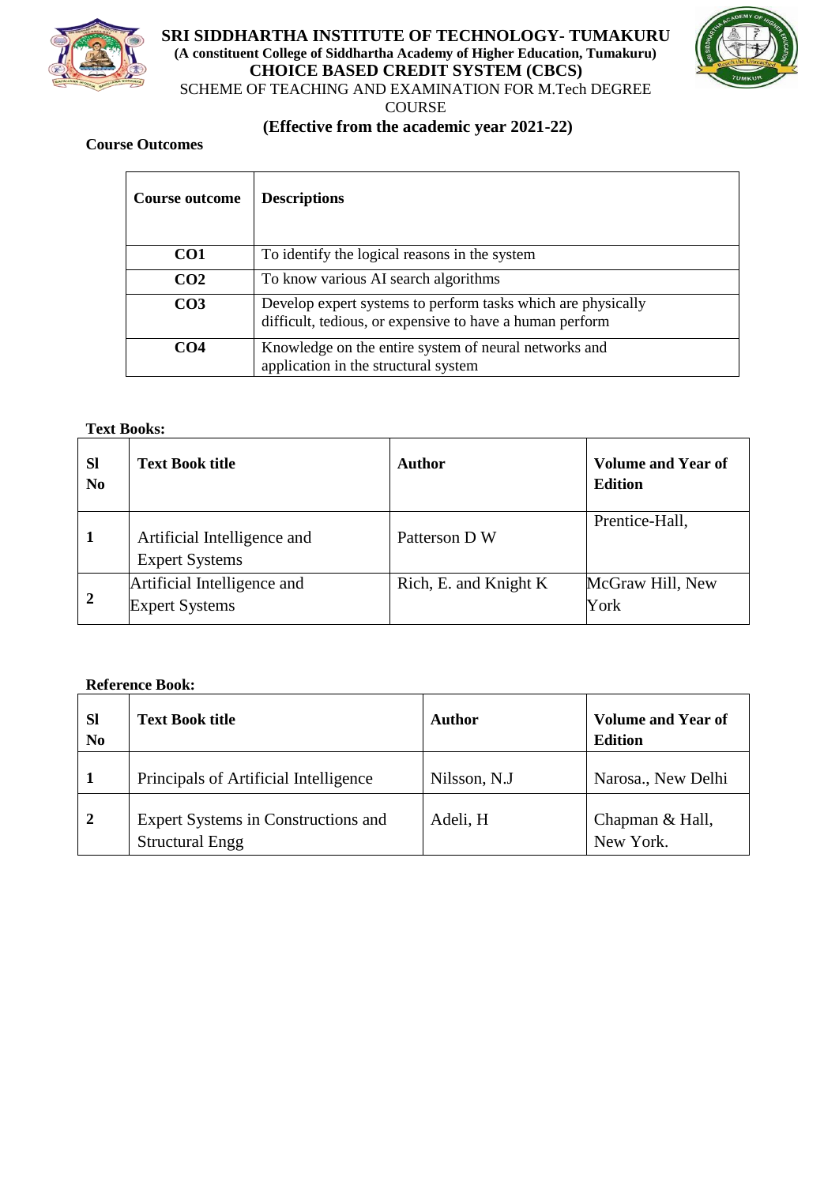**Course Outcomes**

| Course outcome | Descriptions |
|---|---|
| CO1 | To identify the logical reasons in the system |
| CO2 | To know various AI search algorithms |
| CO3 | Develop expert systems to perform tasks which are physically difficult, tedious, or expensive to have a human perform |
| CO4 | Knowledge on the entire system of neural networks and application in the structural system |

**Text Books:**

| Sl No | Text Book title | Author | Volume and Year of Edition |
|---|---|---|---|
| 1 | Artificial Intelligence and Expert Systems | Patterson D W | Prentice-Hall, |
| 2 | Artificial Intelligence and Expert Systems | Rich, E. and Knight K | McGraw Hill, New York |

**Reference Book:**

| Sl No | Text Book title | Author | Volume and Year of Edition |
|---|---|---|---|
| 1 | Principals of Artificial Intelligence | Nilsson, N.J | Narosa., New Delhi |
| 2 | Expert Systems in Constructions and Structural Engg | Adeli, H | Chapman & Hall, New York. |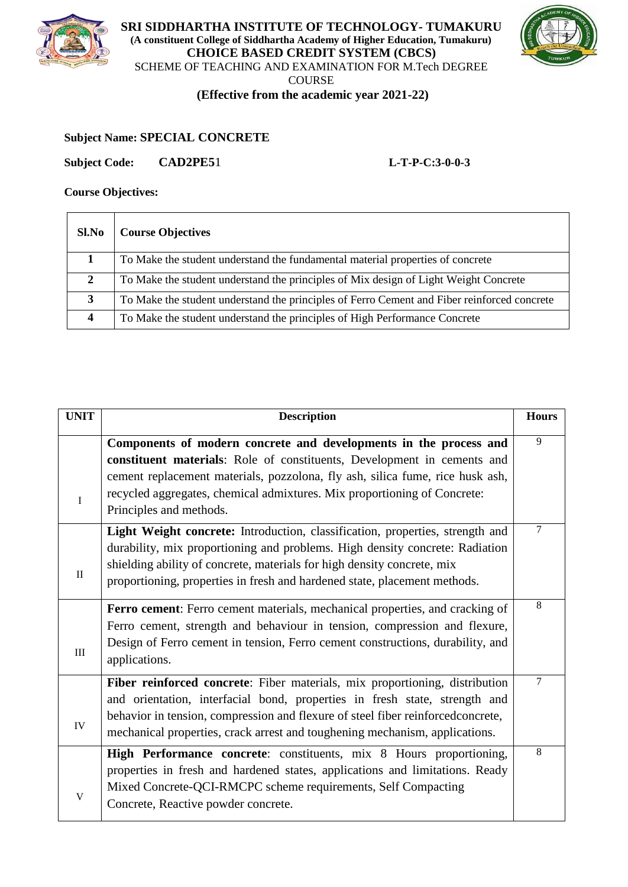**SRI SIDDHARTHA INSTITUTE OF TECHNOLOGY- TUMAKURU**
**(A constituent College of Siddhartha Academy of Higher Education, Tumakuru)**
**CHOICE BASED CREDIT SYSTEM (CBCS)**
SCHEME OF TEACHING AND EXAMINATION FOR M.Tech DEGREE COURSE
**(Effective from the academic year 2021-22)**

**Subject Name: SPECIAL CONCRETE**

**Subject Code: CAD2PE5**1 **L-T-P-C:3-0-0-3**

**Course Objectives:**

| Sl.No | Course Objectives |
|---|---|
| 1 | To Make the student understand the fundamental material properties of concrete |
| 2 | To Make the student understand the principles of Mix design of Light Weight Concrete |
| 3 | To Make the student understand the principles of Ferro Cement and Fiber reinforced concrete |
| 4 | To Make the student understand the principles of High Performance Concrete |

| UNIT | Description | Hours |
|---|---|---|
| I | **Components of modern concrete and developments in the process and constituent materials**: Role of constituents, Development in cements and cement replacement materials, pozzolona, fly ash, silica fume, rice husk ash, recycled aggregates, chemical admixtures. Mix proportioning of Concrete: Principles and methods. | 9 |
| II | **Light Weight concrete:** Introduction, classification, properties, strength and durability, mix proportioning and problems. High density concrete: Radiation shielding ability of concrete, materials for high density concrete, mix proportioning, properties in fresh and hardened state, placement methods. | 7 |
| III | **Ferro cement**: Ferro cement materials, mechanical properties, and cracking of Ferro cement, strength and behaviour in tension, compression and flexure, Design of Ferro cement in tension, Ferro cement constructions, durability, and applications. | 8 |
| IV | **Fiber reinforced concrete**: Fiber materials, mix proportioning, distribution and orientation, interfacial bond, properties in fresh state, strength and behavior in tension, compression and flexure of steel fiber reinforcedconcrete, mechanical properties, crack arrest and toughening mechanism, applications. | 7 |
| V | **High Performance concrete**: constituents, mix 8 Hours proportioning, properties in fresh and hardened states, applications and limitations. Ready Mixed Concrete-QCI-RMCPC scheme requirements, Self Compacting Concrete, Reactive powder concrete. | 8 |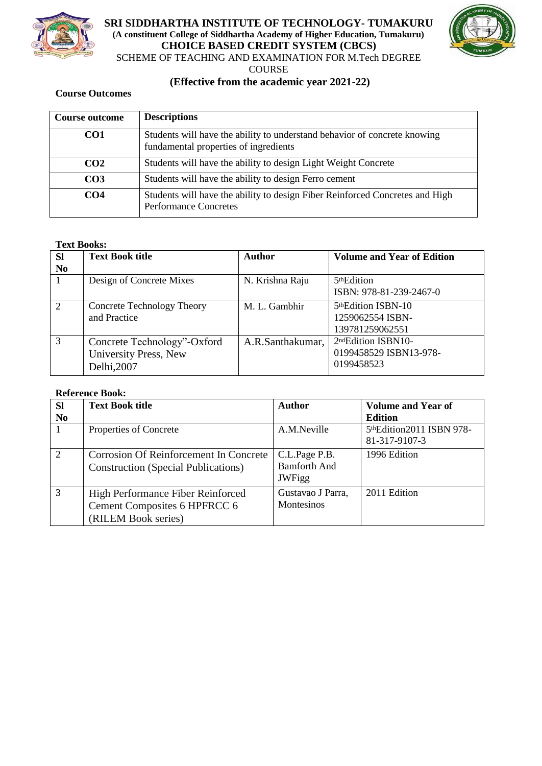**Course Outcomes**

| Course outcome | Descriptions |
|---|---|
| CO1 | Students will have the ability to understand behavior of concrete knowing fundamental properties of ingredients |
| CO2 | Students will have the ability to design Light Weight Concrete |
| CO3 | Students will have the ability to design Ferro cement |
| CO4 | Students will have the ability to design Fiber Reinforced Concretes and High Performance Concretes |

**Text Books:**

| Sl No | Text Book title | Author | Volume and Year of Edition |
|---|---|---|---|
| 1 | Design of Concrete Mixes | N. Krishna Raju | 5thEdition ISBN: 978-81-239-2467-0 |
| 2 | Concrete Technology Theory and Practice | M. L. Gambhir | 5thEdition ISBN-10 1259062554 ISBN-139781259062551 |
| 3 | Concrete Technology"-Oxford University Press, New Delhi,2007 | A.R.Santhakumar, | 2ndEdition ISBN10-0199458529 ISBN13-978-0199458523 |

**Reference Book:**

| Sl No | Text Book title | Author | Volume and Year of Edition |
|---|---|---|---|
| 1 | Properties of Concrete | A.M.Neville | 5thEdition2011 ISBN 978-81-317-9107-3 |
| 2 | Corrosion Of Reinforcement In Concrete Construction (Special Publications) | C.L.Page P.B. Bamforth And JWFigg | 1996 Edition |
| 3 | High Performance Fiber Reinforced Cement Composites 6 HPFRCC 6 (RILEM Book series) | Gustavao J Parra, Montesinos | 2011 Edition |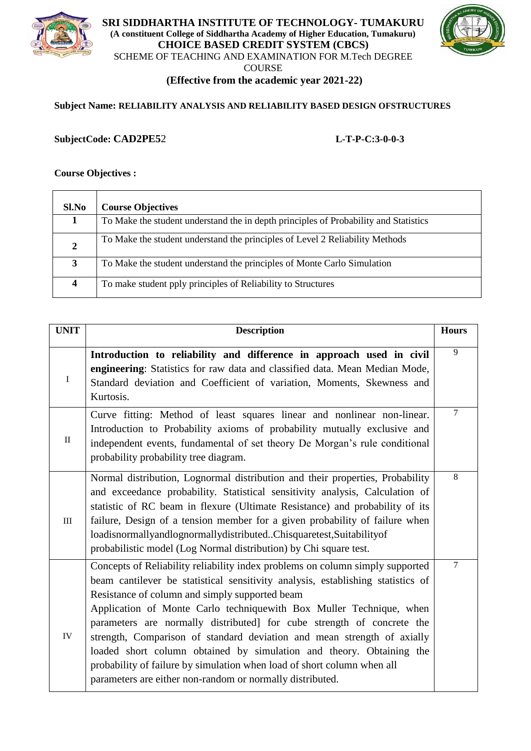# SRI SIDDHARTHA INSTITUTE OF TECHNOLOGY- TUMAKURU

**(A constituent College of Siddhartha Academy of Higher Education, Tumakuru)**

**CHOICE BASED CREDIT SYSTEM (CBCS)**

SCHEME OF TEACHING AND EXAMINATION FOR M.Tech DEGREE COURSE

**(Effective from the academic year 2021-22)**

**Subject Name: RELIABILITY ANALYSIS AND RELIABILITY BASED DESIGN OFSTRUCTURES**

**SubjectCode: CAD2PE5**2 **L-T-P-C:3-0-0-3**

**Course Objectives :**

| Sl.No | Course Objectives |
|---|---|
| 1 | To Make the student understand the in depth principles of Probability and Statistics |
| 2 | To Make the student understand the principles of Level 2 Reliability Methods |
| 3 | To Make the student understand the principles of Monte Carlo Simulation |
| 4 | To make student pply principles of Reliability to Structures |

| UNIT | Description | Hours |
|---|---|---|
| I | **Introduction to reliability and difference in approach used in civil engineering**: Statistics for raw data and classified data. Mean Median Mode, Standard deviation and Coefficient of variation, Moments, Skewness and Kurtosis. | 9 |
| II | Curve fitting: Method of least squares linear and nonlinear non-linear. Introduction to Probability axioms of probability mutually exclusive and independent events, fundamental of set theory De Morgan's rule conditional probability probability tree diagram. | 7 |
| III | Normal distribution, Lognormal distribution and their properties, Probability and exceedance probability. Statistical sensitivity analysis, Calculation of statistic of RC beam in flexure (Ultimate Resistance) and probability of its failure, Design of a tension member for a given probability of failure when loadisnormallyandlognormallydistributed..Chisquaretest,Suitabilityof probabilistic model (Log Normal distribution) by Chi square test. | 8 |
| IV | Concepts of Reliability reliability index problems on column simply supported beam cantilever be statistical sensitivity analysis, establishing statistics of Resistance of column and simply supported beam<br>Application of Monte Carlo techniquewith Box Muller Technique, when parameters are normally distributed] for cube strength of concrete the strength, Comparison of standard deviation and mean strength of axially loaded short column obtained by simulation and theory. Obtaining the probability of failure by simulation when load of short column when all parameters are either non-random or normally distributed. | 7 |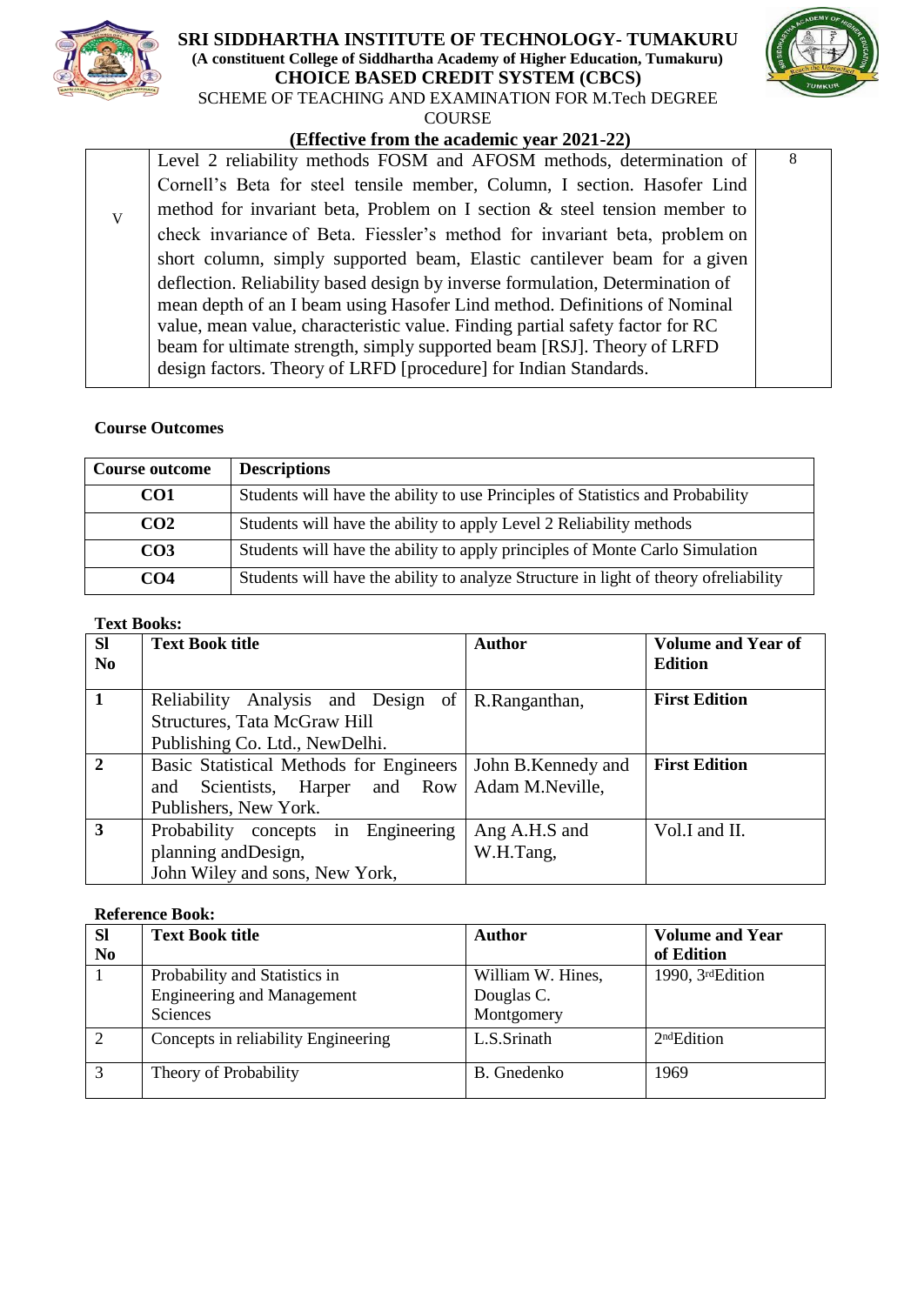| | | |
|---|---|---|
| V | Level 2 reliability methods FOSM and AFOSM methods, determination of Cornell's Beta for steel tensile member, Column, I section. Hasofer Lind method for invariant beta, Problem on I section & steel tension member to check invariance of Beta. Fiessler's method for invariant beta, problem on short column, simply supported beam, Elastic cantilever beam for a given deflection. Reliability based design by inverse formulation, Determination of mean depth of an I beam using Hasofer Lind method. Definitions of Nominal value, mean value, characteristic value. Finding partial safety factor for RC beam for ultimate strength, simply supported beam [RSJ]. Theory of LRFD design factors. Theory of LRFD [procedure] for Indian Standards. | 8 |

**Course Outcomes**

| Course outcome | Descriptions |
|---|---|
| CO1 | Students will have the ability to use Principles of Statistics and Probability |
| CO2 | Students will have the ability to apply Level 2 Reliability methods |
| CO3 | Students will have the ability to apply principles of Monte Carlo Simulation |
| CO4 | Students will have the ability to analyze Structure in light of theory ofreliability |

**Text Books:**

| Sl No | Text Book title | Author | Volume and Year of Edition |
|---|---|---|---|
| 1 | Reliability Analysis and Design of Structures, Tata McGraw Hill Publishing Co. Ltd., NewDelhi. | R.Ranganthan, | First Edition |
| 2 | Basic Statistical Methods for Engineers and Scientists, Harper and Row Publishers, New York. | John B.Kennedy and Adam M.Neville, | First Edition |
| 3 | Probability concepts in Engineering planning andDesign, John Wiley and sons, New York, | Ang A.H.S and W.H.Tang, | Vol.I and II. |

**Reference Book:**

| Sl No | Text Book title | Author | Volume and Year of Edition |
|---|---|---|---|
| 1 | Probability and Statistics in Engineering and Management Sciences | William W. Hines, Douglas C. Montgomery | 1990, 3rdEdition |
| 2 | Concepts in reliability Engineering | L.S.Srinath | 2ndEdition |
| 3 | Theory of Probability | B. Gnedenko | 1969 |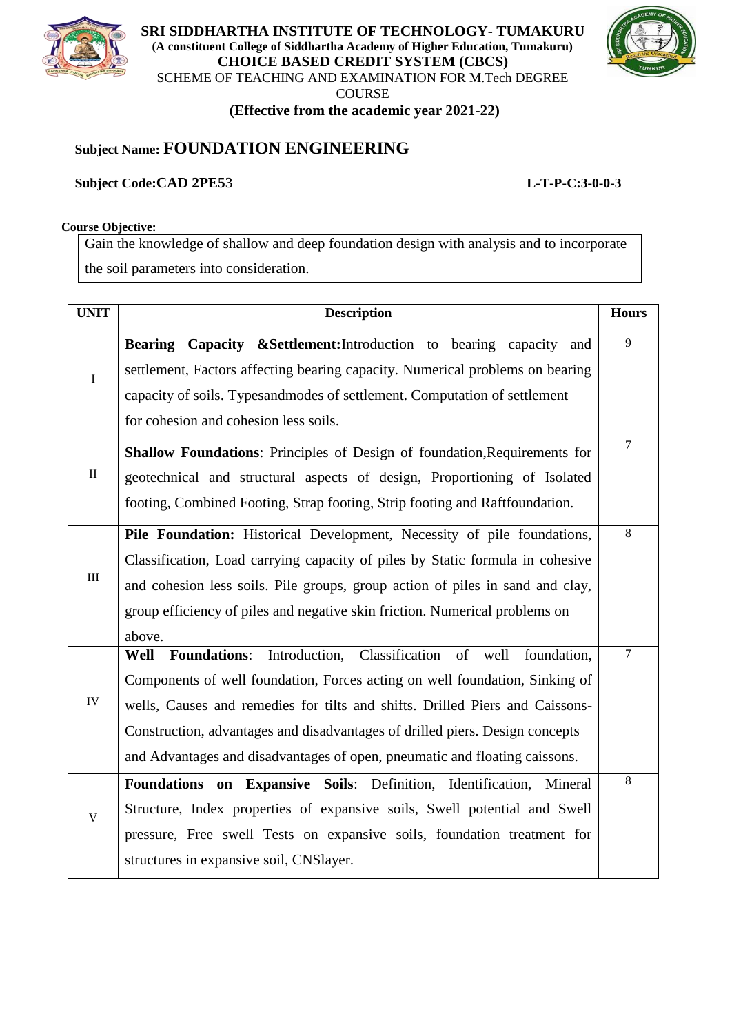**SRI SIDDHARTHA INSTITUTE OF TECHNOLOGY- TUMAKURU**
**(A constituent College of Siddhartha Academy of Higher Education, Tumakuru)**
**CHOICE BASED CREDIT SYSTEM (CBCS)**
SCHEME OF TEACHING AND EXAMINATION FOR M.Tech DEGREE COURSE
**(Effective from the academic year 2021-22)**

**Subject Name: FOUNDATION ENGINEERING**

**Subject Code:CAD 2PE5**3 **L-T-P-C:3-0-0-3**

**Course Objective:**

Gain the knowledge of shallow and deep foundation design with analysis and to incorporate the soil parameters into consideration.

| UNIT | Description | Hours |
|---|---|---|
| I | **Bearing Capacity &Settlement:**Introduction to bearing capacity and settlement, Factors affecting bearing capacity. Numerical problems on bearing capacity of soils. Typesandmodes of settlement. Computation of settlement for cohesion and cohesion less soils. | 9 |
| II | **Shallow Foundations**: Principles of Design of foundation,Requirements for geotechnical and structural aspects of design, Proportioning of Isolated footing, Combined Footing, Strap footing, Strip footing and Raftfoundation. | 7 |
| III | **Pile Foundation:** Historical Development, Necessity of pile foundations, Classification, Load carrying capacity of piles by Static formula in cohesive and cohesion less soils. Pile groups, group action of piles in sand and clay, group efficiency of piles and negative skin friction. Numerical problems on above. | 8 |
| IV | **Well Foundations**: Introduction, Classification of well foundation, Components of well foundation, Forces acting on well foundation, Sinking of wells, Causes and remedies for tilts and shifts. Drilled Piers and Caissons-Construction, advantages and disadvantages of drilled piers. Design concepts and Advantages and disadvantages of open, pneumatic and floating caissons. | 7 |
| V | **Foundations on Expansive Soils**: Definition, Identification, Mineral Structure, Index properties of expansive soils, Swell potential and Swell pressure, Free swell Tests on expansive soils, foundation treatment for structures in expansive soil, CNSlayer. | 8 |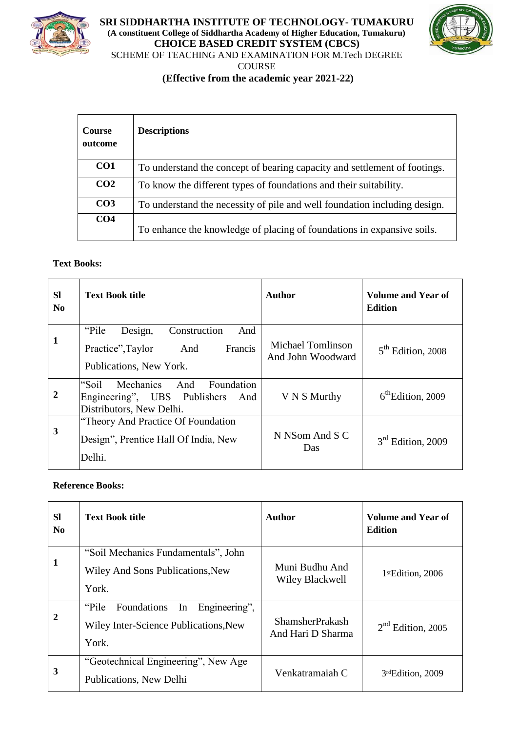**SRI SIDDHARTHA INSTITUTE OF TECHNOLOGY- TUMAKURU**
**(A constituent College of Siddhartha Academy of Higher Education, Tumakuru)**
**CHOICE BASED CREDIT SYSTEM (CBCS)**
SCHEME OF TEACHING AND EXAMINATION FOR M.Tech DEGREE COURSE
**(Effective from the academic year 2021-22)**

| Course outcome | Descriptions |
|---|---|
| CO1 | To understand the concept of bearing capacity and settlement of footings. |
| CO2 | To know the different types of foundations and their suitability. |
| CO3 | To understand the necessity of pile and well foundation including design. |
| CO4 | To enhance the knowledge of placing of foundations in expansive soils. |

**Text Books:**

| Sl No | Text Book title | Author | Volume and Year of Edition |
|---|---|---|---|
| 1 | "Pile Design, Construction And Practice",Taylor And Francis Publications, New York. | Michael Tomlinson And John Woodward | 5th Edition, 2008 |
| 2 | "Soil Mechanics And Foundation Engineering", UBS Publishers And Distributors, New Delhi. | V N S Murthy | 6thEdition, 2009 |
| 3 | "Theory And Practice Of Foundation Design", Prentice Hall Of India, New Delhi. | N NSom And S C Das | 3rd Edition, 2009 |

**Reference Books:**

| Sl No | Text Book title | Author | Volume and Year of Edition |
|---|---|---|---|
| 1 | "Soil Mechanics Fundamentals", John Wiley And Sons Publications,New York. | Muni Budhu And Wiley Blackwell | 1stEdition, 2006 |
| 2 | "Pile Foundations In Engineering", Wiley Inter-Science Publications,New York. | ShamsherPrakash And Hari D Sharma | 2nd Edition, 2005 |
| 3 | "Geotechnical Engineering", New Age Publications, New Delhi | Venkatramaiah C | 3rdEdition, 2009 |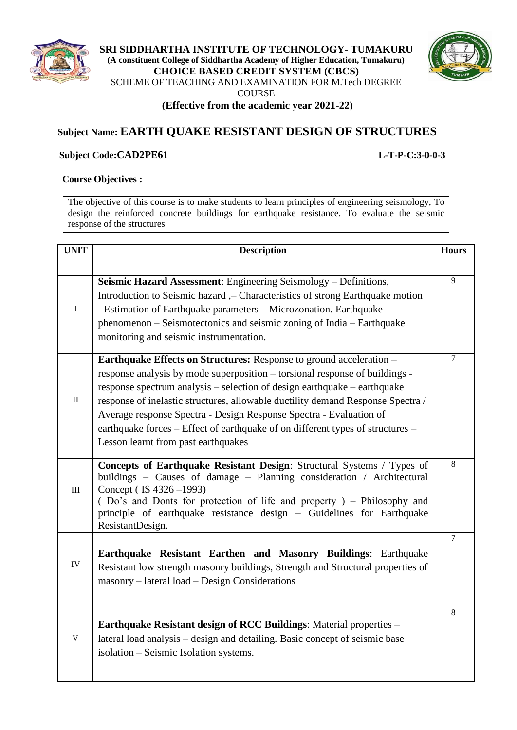**SRI SIDDHARTHA INSTITUTE OF TECHNOLOGY- TUMAKURU**
**(A constituent College of Siddhartha Academy of Higher Education, Tumakuru)**
**CHOICE BASED CREDIT SYSTEM (CBCS)**
SCHEME OF TEACHING AND EXAMINATION FOR M.Tech DEGREE COURSE
**(Effective from the academic year 2021-22)**

## Subject Name: EARTH QUAKE RESISTANT DESIGN OF STRUCTURES

**Subject Code:CAD2PE61** **L-T-P-C:3-0-0-3**

**Course Objectives :**

The objective of this course is to make students to learn principles of engineering seismology, To design the reinforced concrete buildings for earthquake resistance. To evaluate the seismic response of the structures

| UNIT | Description | Hours |
|---|---|---|
| I | **Seismic Hazard Assessment**: Engineering Seismology – Definitions, Introduction to Seismic hazard ,– Characteristics of strong Earthquake motion - Estimation of Earthquake parameters – Microzonation. Earthquake phenomenon – Seismotectonics and seismic zoning of India – Earthquake monitoring and seismic instrumentation. | 9 |
| II | **Earthquake Effects on Structures:** Response to ground acceleration – response analysis by mode superposition – torsional response of buildings - response spectrum analysis – selection of design earthquake – earthquake response of inelastic structures, allowable ductility demand Response Spectra / Average response Spectra - Design Response Spectra - Evaluation of earthquake forces – Effect of earthquake of on different types of structures – Lesson learnt from past earthquakes | 7 |
| III | **Concepts of Earthquake Resistant Design**: Structural Systems / Types of buildings – Causes of damage – Planning consideration / Architectural Concept ( IS 4326 –1993) ( Do's and Donts for protection of life and property ) – Philosophy and principle of earthquake resistance design – Guidelines for Earthquake ResistantDesign. | 8 |
| IV | **Earthquake Resistant Earthen and Masonry Buildings**: Earthquake Resistant low strength masonry buildings, Strength and Structural properties of masonry – lateral load – Design Considerations | 7 |
| V | **Earthquake Resistant design of RCC Buildings**: Material properties – lateral load analysis – design and detailing. Basic concept of seismic base isolation – Seismic Isolation systems. | 8 |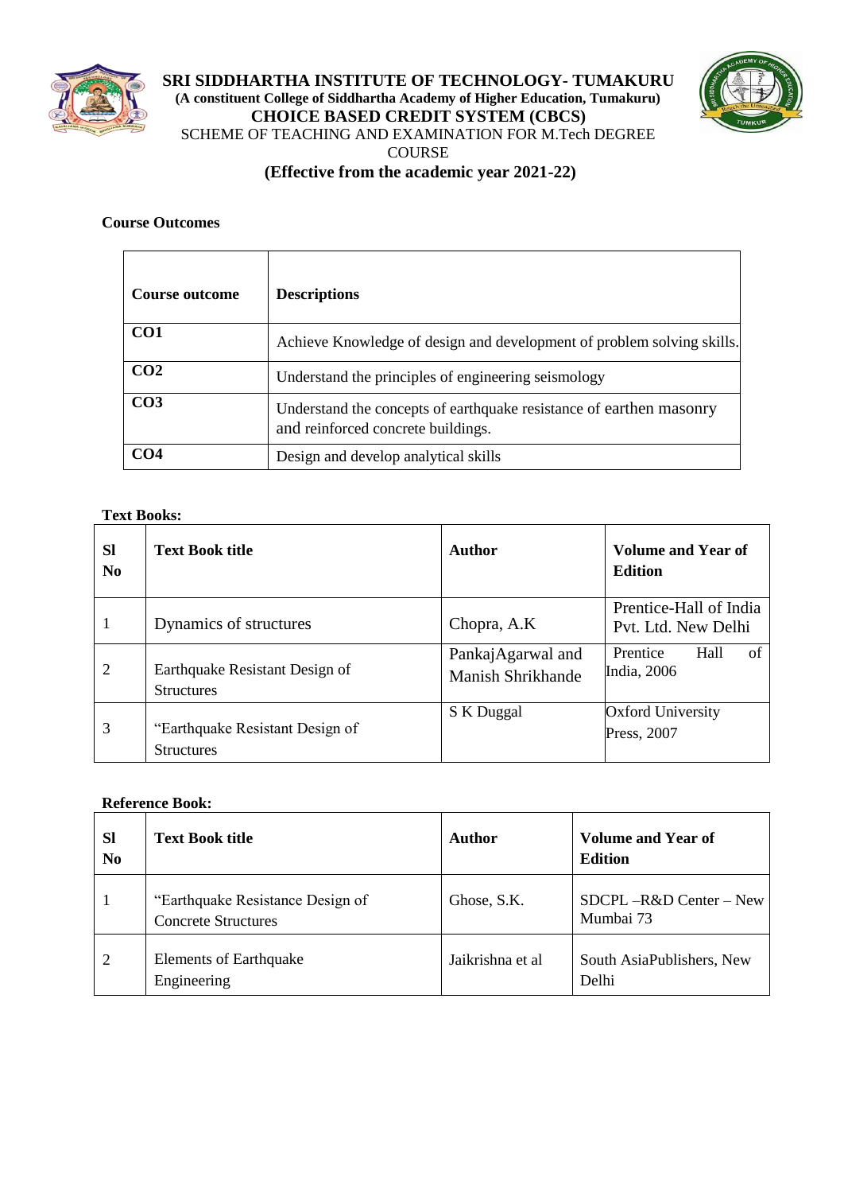# SRI SIDDHARTHA INSTITUTE OF TECHNOLOGY- TUMAKURU

**(A constituent College of Siddhartha Academy of Higher Education, Tumakuru)**

**CHOICE BASED CREDIT SYSTEM (CBCS)**

SCHEME OF TEACHING AND EXAMINATION FOR M.Tech DEGREE COURSE

**(Effective from the academic year 2021-22)**

**Course Outcomes**

| Course outcome | Descriptions |
|---|---|
| **CO1** | Achieve Knowledge of design and development of problem solving skills. |
| **CO2** | Understand the principles of engineering seismology |
| **CO3** | Understand the concepts of earthquake resistance of earthen masonry and reinforced concrete buildings. |
| **CO4** | Design and develop analytical skills |

**Text Books:**

| Sl No | Text Book title | Author | Volume and Year of Edition |
|---|---|---|---|
| 1 | Dynamics of structures | Chopra, A.K | Prentice-Hall of India Pvt. Ltd. New Delhi |
| 2 | Earthquake Resistant Design of Structures | PankajAgarwal and Manish Shrikhande | Prentice Hall of India, 2006 |
| 3 | "Earthquake Resistant Design of Structures | S K Duggal | Oxford University Press, 2007 |

**Reference Book:**

| Sl No | Text Book title | Author | Volume and Year of Edition |
|---|---|---|---|
| 1 | "Earthquake Resistance Design of Concrete Structures | Ghose, S.K. | SDCPL –R&D Center – New Mumbai 73 |
| 2 | Elements of Earthquake Engineering | Jaikrishna et al | South AsiaPublishers, New Delhi |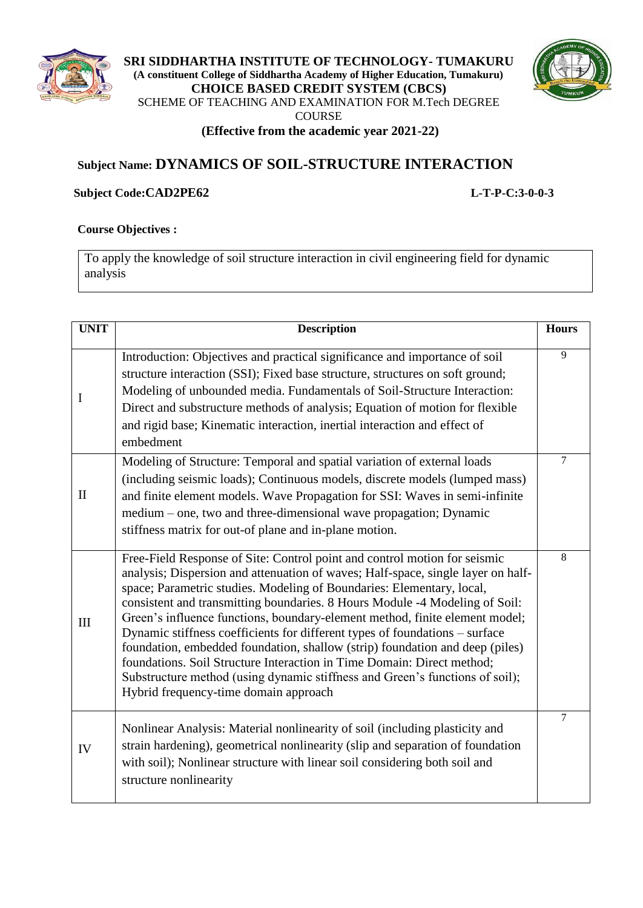**SRI SIDDHARTHA INSTITUTE OF TECHNOLOGY- TUMAKURU**
**(A constituent College of Siddhartha Academy of Higher Education, Tumakuru)**
**CHOICE BASED CREDIT SYSTEM (CBCS)**
SCHEME OF TEACHING AND EXAMINATION FOR M.Tech DEGREE COURSE
**(Effective from the academic year 2021-22)**

## Subject Name: DYNAMICS OF SOIL-STRUCTURE INTERACTION

**Subject Code:CAD2PE62** **L-T-P-C:3-0-0-3**

**Course Objectives :**

| |
|---|
| To apply the knowledge of soil structure interaction in civil engineering field for dynamic analysis |

| UNIT | Description | Hours |
|---|---|---|
| I | Introduction: Objectives and practical significance and importance of soil structure interaction (SSI); Fixed base structure, structures on soft ground; Modeling of unbounded media. Fundamentals of Soil-Structure Interaction: Direct and substructure methods of analysis; Equation of motion for flexible and rigid base; Kinematic interaction, inertial interaction and effect of embedment | 9 |
| II | Modeling of Structure: Temporal and spatial variation of external loads (including seismic loads); Continuous models, discrete models (lumped mass) and finite element models. Wave Propagation for SSI: Waves in semi-infinite medium – one, two and three-dimensional wave propagation; Dynamic stiffness matrix for out-of plane and in-plane motion. | 7 |
| III | Free-Field Response of Site: Control point and control motion for seismic analysis; Dispersion and attenuation of waves; Half-space, single layer on half-space; Parametric studies. Modeling of Boundaries: Elementary, local, consistent and transmitting boundaries. 8 Hours Module -4 Modeling of Soil: Green's influence functions, boundary-element method, finite element model; Dynamic stiffness coefficients for different types of foundations – surface foundation, embedded foundation, shallow (strip) foundation and deep (piles) foundations. Soil Structure Interaction in Time Domain: Direct method; Substructure method (using dynamic stiffness and Green's functions of soil); Hybrid frequency-time domain approach | 8 |
| IV | Nonlinear Analysis: Material nonlinearity of soil (including plasticity and strain hardening), geometrical nonlinearity (slip and separation of foundation with soil); Nonlinear structure with linear soil considering both soil and structure nonlinearity | 7 |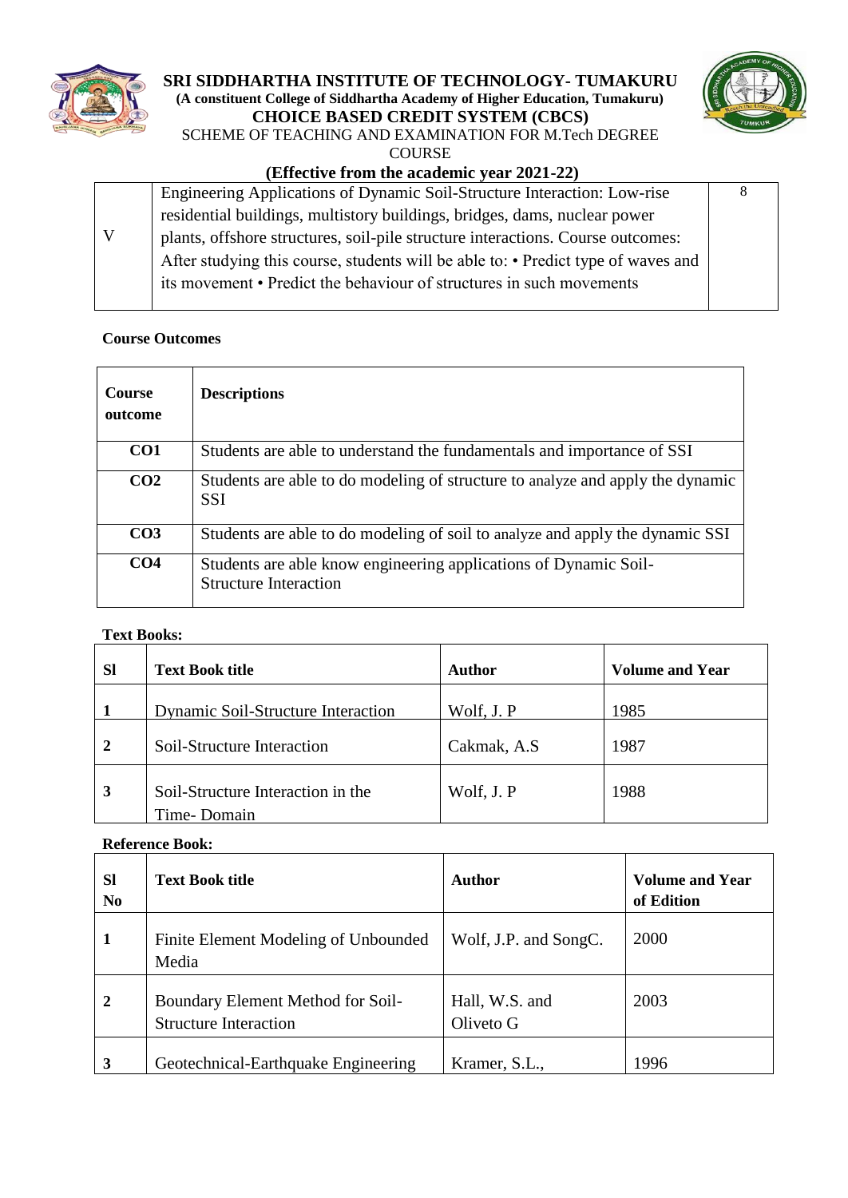| | | |
|---|---|---|
| V | Engineering Applications of Dynamic Soil-Structure Interaction: Low-rise residential buildings, multistory buildings, bridges, dams, nuclear power plants, offshore structures, soil-pile structure interactions. Course outcomes: After studying this course, students will be able to: • Predict type of waves and its movement • Predict the behaviour of structures in such movements | 8 |

**Course Outcomes**

| Course outcome | Descriptions |
|---|---|
| CO1 | Students are able to understand the fundamentals and importance of SSI |
| CO2 | Students are able to do modeling of structure to analyze and apply the dynamic SSI |
| CO3 | Students are able to do modeling of soil to analyze and apply the dynamic SSI |
| CO4 | Students are able know engineering applications of Dynamic Soil-Structure Interaction |

**Text Books:**

| Sl | Text Book title | Author | Volume and Year |
|---|---|---|---|
| 1 | Dynamic Soil-Structure Interaction | Wolf, J. P | 1985 |
| 2 | Soil-Structure Interaction | Cakmak, A.S | 1987 |
| 3 | Soil-Structure Interaction in the Time- Domain | Wolf, J. P | 1988 |

**Reference Book:**

| Sl No | Text Book title | Author | Volume and Year of Edition |
|---|---|---|---|
| 1 | Finite Element Modeling of Unbounded Media | Wolf, J.P. and SongC. | 2000 |
| 2 | Boundary Element Method for Soil-Structure Interaction | Hall, W.S. and Oliveto G | 2003 |
| 3 | Geotechnical-Earthquake Engineering | Kramer, S.L., | 1996 |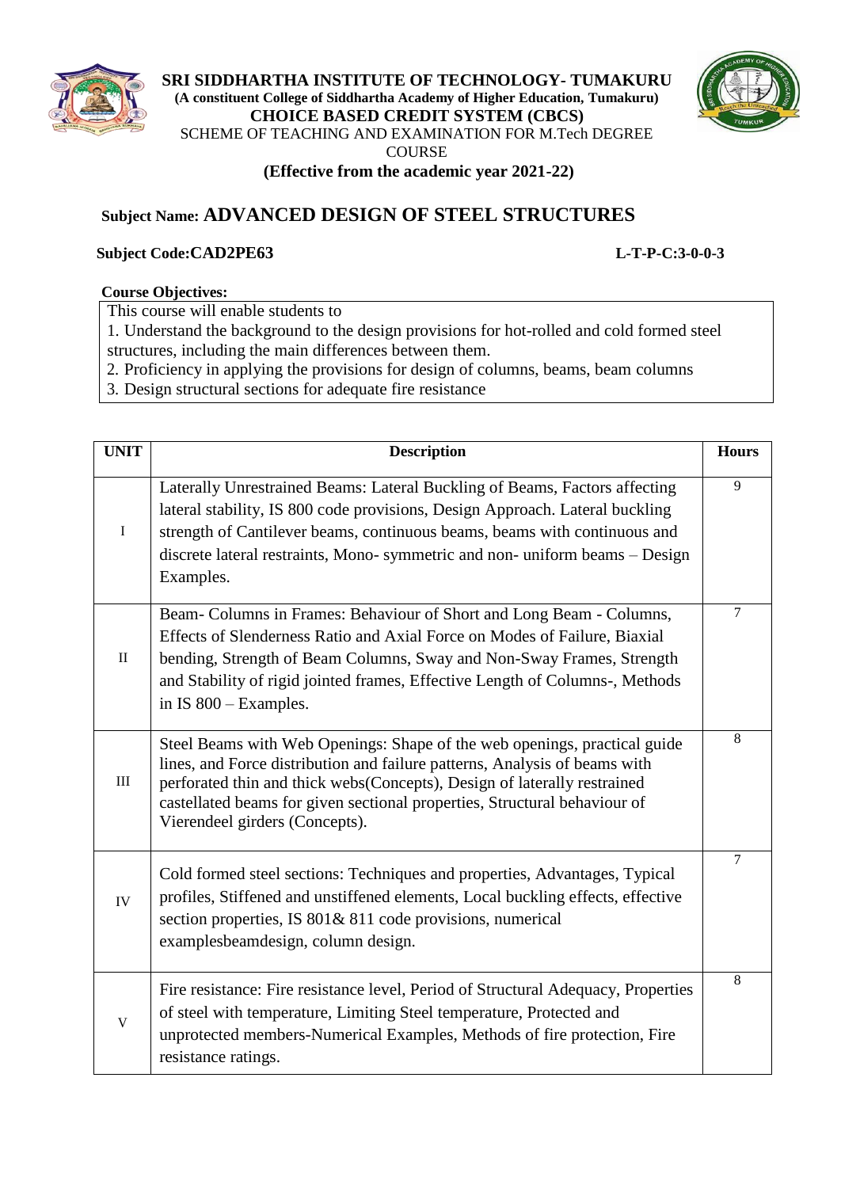**SRI SIDDHARTHA INSTITUTE OF TECHNOLOGY- TUMAKURU**
**(A constituent College of Siddhartha Academy of Higher Education, Tumakuru)**
**CHOICE BASED CREDIT SYSTEM (CBCS)**
SCHEME OF TEACHING AND EXAMINATION FOR M.Tech DEGREE COURSE
**(Effective from the academic year 2021-22)**

## Subject Name: ADVANCED DESIGN OF STEEL STRUCTURES

**Subject Code:CAD2PE63** **L-T-P-C:3-0-0-3**

**Course Objectives:**

This course will enable students to
1. Understand the background to the design provisions for hot-rolled and cold formed steel structures, including the main differences between them.
2. Proficiency in applying the provisions for design of columns, beams, beam columns
3. Design structural sections for adequate fire resistance

| UNIT | Description | Hours |
|---|---|---|
| I | Laterally Unrestrained Beams: Lateral Buckling of Beams, Factors affecting lateral stability, IS 800 code provisions, Design Approach. Lateral buckling strength of Cantilever beams, continuous beams, beams with continuous and discrete lateral restraints, Mono- symmetric and non- uniform beams – Design Examples. | 9 |
| II | Beam- Columns in Frames: Behaviour of Short and Long Beam - Columns, Effects of Slenderness Ratio and Axial Force on Modes of Failure, Biaxial bending, Strength of Beam Columns, Sway and Non-Sway Frames, Strength and Stability of rigid jointed frames, Effective Length of Columns-, Methods in IS 800 – Examples. | 7 |
| III | Steel Beams with Web Openings: Shape of the web openings, practical guide lines, and Force distribution and failure patterns, Analysis of beams with perforated thin and thick webs(Concepts), Design of laterally restrained castellated beams for given sectional properties, Structural behaviour of Vierendeel girders (Concepts). | 8 |
| IV | Cold formed steel sections: Techniques and properties, Advantages, Typical profiles, Stiffened and unstiffened elements, Local buckling effects, effective section properties, IS 801& 811 code provisions, numerical examplesbeamdesign, column design. | 7 |
| V | Fire resistance: Fire resistance level, Period of Structural Adequacy, Properties of steel with temperature, Limiting Steel temperature, Protected and unprotected members-Numerical Examples, Methods of fire protection, Fire resistance ratings. | 8 |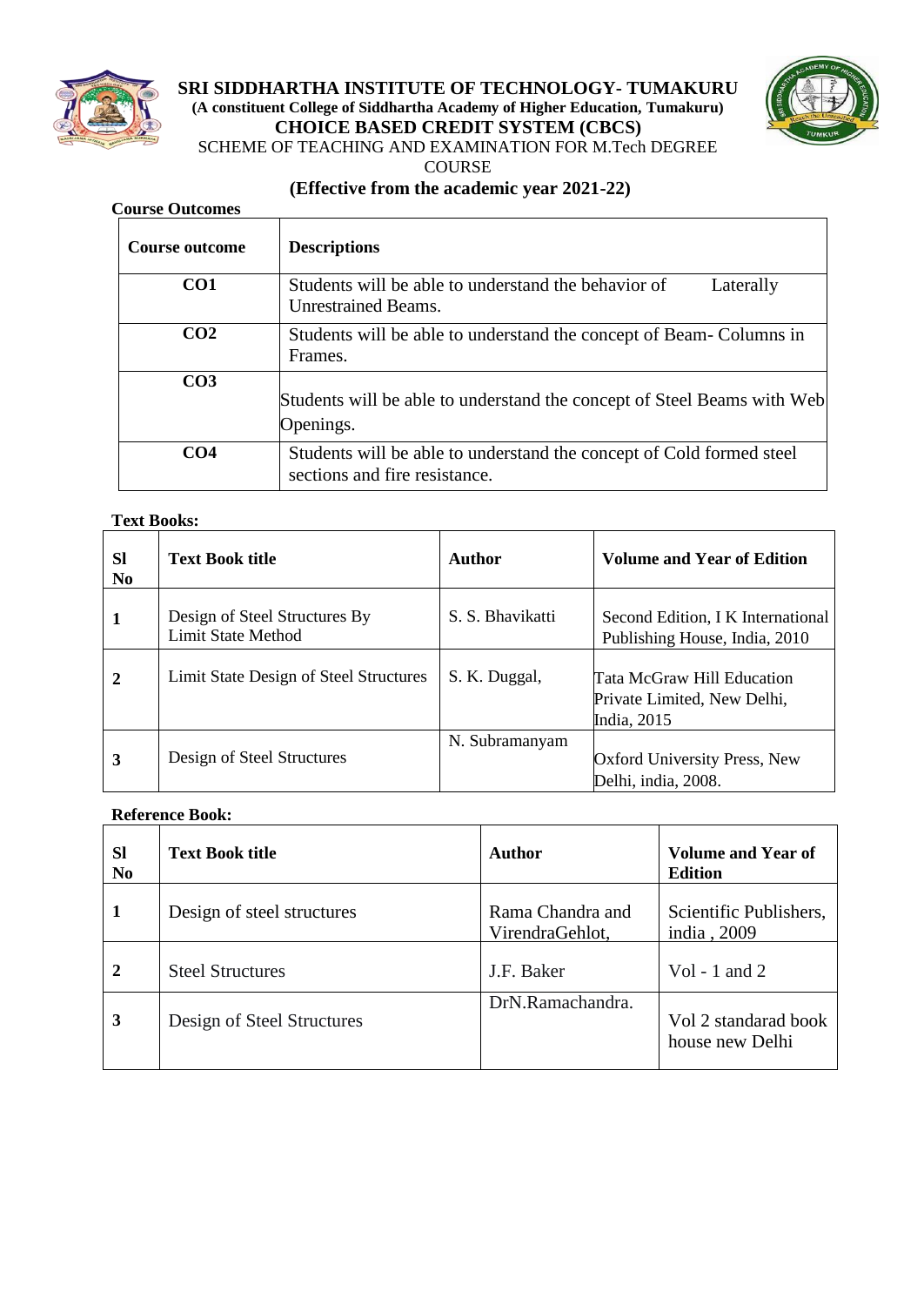# SRI SIDDHARTHA INSTITUTE OF TECHNOLOGY- TUMAKURU

**(A constituent College of Siddhartha Academy of Higher Education, Tumakuru)**

**CHOICE BASED CREDIT SYSTEM (CBCS)**

SCHEME OF TEACHING AND EXAMINATION FOR M.Tech DEGREE COURSE

**(Effective from the academic year 2021-22)**

**Course Outcomes**

| Course outcome | Descriptions |
|---|---|
| CO1 | Students will be able to understand the behavior of Laterally Unrestrained Beams. |
| CO2 | Students will be able to understand the concept of Beam- Columns in Frames. |
| CO3 | Students will be able to understand the concept of Steel Beams with Web Openings. |
| CO4 | Students will be able to understand the concept of Cold formed steel sections and fire resistance. |

**Text Books:**

| Sl No | Text Book title | Author | Volume and Year of Edition |
|---|---|---|---|
| 1 | Design of Steel Structures By Limit State Method | S. S. Bhavikatti | Second Edition, I K International Publishing House, India, 2010 |
| 2 | Limit State Design of Steel Structures | S. K. Duggal, | Tata McGraw Hill Education Private Limited, New Delhi, India, 2015 |
| 3 | Design of Steel Structures | N. Subramanyam | Oxford University Press, New Delhi, india, 2008. |

**Reference Book:**

| Sl No | Text Book title | Author | Volume and Year of Edition |
|---|---|---|---|
| 1 | Design of steel structures | Rama Chandra and VirendraGehlot, | Scientific Publishers, india , 2009 |
| 2 | Steel Structures | J.F. Baker | Vol - 1 and 2 |
| 3 | Design of Steel Structures | DrN.Ramachandra. | Vol 2 standarad book house new Delhi |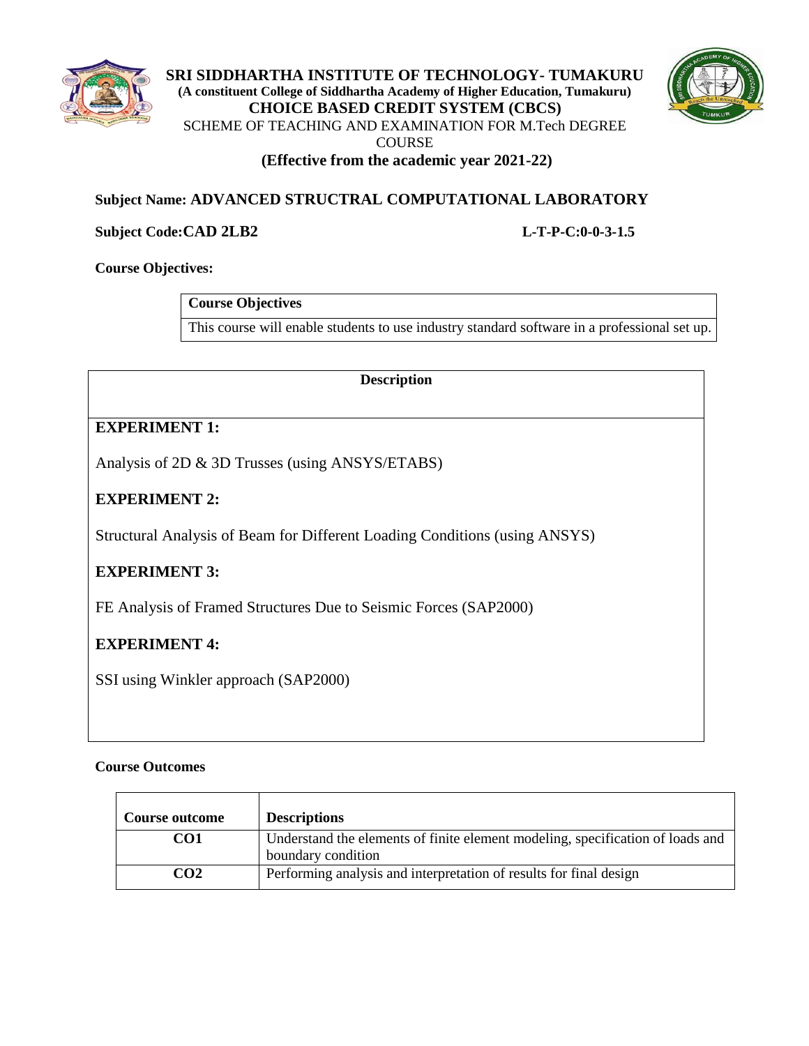**SRI SIDDHARTHA INSTITUTE OF TECHNOLOGY- TUMAKURU**
**(A constituent College of Siddhartha Academy of Higher Education, Tumakuru)**
**CHOICE BASED CREDIT SYSTEM (CBCS)**
SCHEME OF TEACHING AND EXAMINATION FOR M.Tech DEGREE COURSE
**(Effective from the academic year 2021-22)**

**Subject Name: ADVANCED STRUCTRAL COMPUTATIONAL LABORATORY**

**Subject Code:CAD 2LB2** **L-T-P-C:0-0-3-1.5**

**Course Objectives:**

| Course Objectives |
|---|
| This course will enable students to use industry standard software in a professional set up. |

**Description**

**EXPERIMENT 1:**

Analysis of 2D & 3D Trusses (using ANSYS/ETABS)

**EXPERIMENT 2:**

Structural Analysis of Beam for Different Loading Conditions (using ANSYS)

**EXPERIMENT 3:**

FE Analysis of Framed Structures Due to Seismic Forces (SAP2000)

**EXPERIMENT 4:**

SSI using Winkler approach (SAP2000)

**Course Outcomes**

| Course outcome | Descriptions |
|---|---|
| CO1 | Understand the elements of finite element modeling, specification of loads and boundary condition |
| CO2 | Performing analysis and interpretation of results for final design |